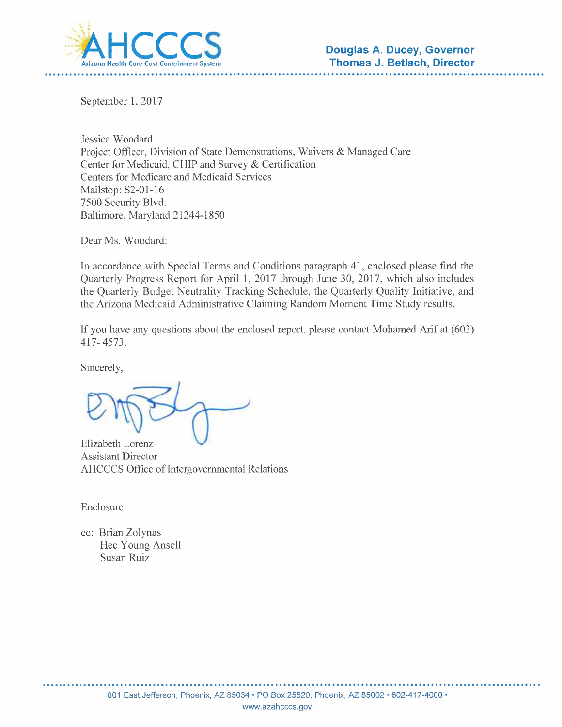AHCCCS
Arizona Health Care Cost Containment System

**Douglas A. Ducey, Governor**
**Thomas J. Betlach, Director**

September 1, 2017

Jessica Woodard
Project Officer, Division of State Demonstrations, Waivers & Managed Care
Center for Medicaid, CHIP and Survey & Certification
Centers for Medicare and Medicaid Services
Mailstop: S2-01-16
7500 Security Blvd.
Baltimore, Maryland 21244-1850

Dear Ms. Woodard:

In accordance with Special Terms and Conditions paragraph 41, enclosed please find the Quarterly Progress Report for April 1, 2017 through June 30, 2017, which also includes the Quarterly Budget Neutrality Tracking Schedule, the Quarterly Quality Initiative, and the Arizona Medicaid Administrative Claiming Random Moment Time Study results.

If you have any questions about the enclosed report, please contact Mohamed Arif at (602) 417- 4573.

Sincerely,

Elizabeth Lorenz
Assistant Director
AHCCCS Office of Intergovernmental Relations

Enclosure

cc: Brian Zolynas
Hee Young Ansell
Susan Ruiz

801 East Jefferson, Phoenix, AZ 85034 • PO Box 25520, Phoenix, AZ 85002 • 602-417-4000 •
www.azahcccs.gov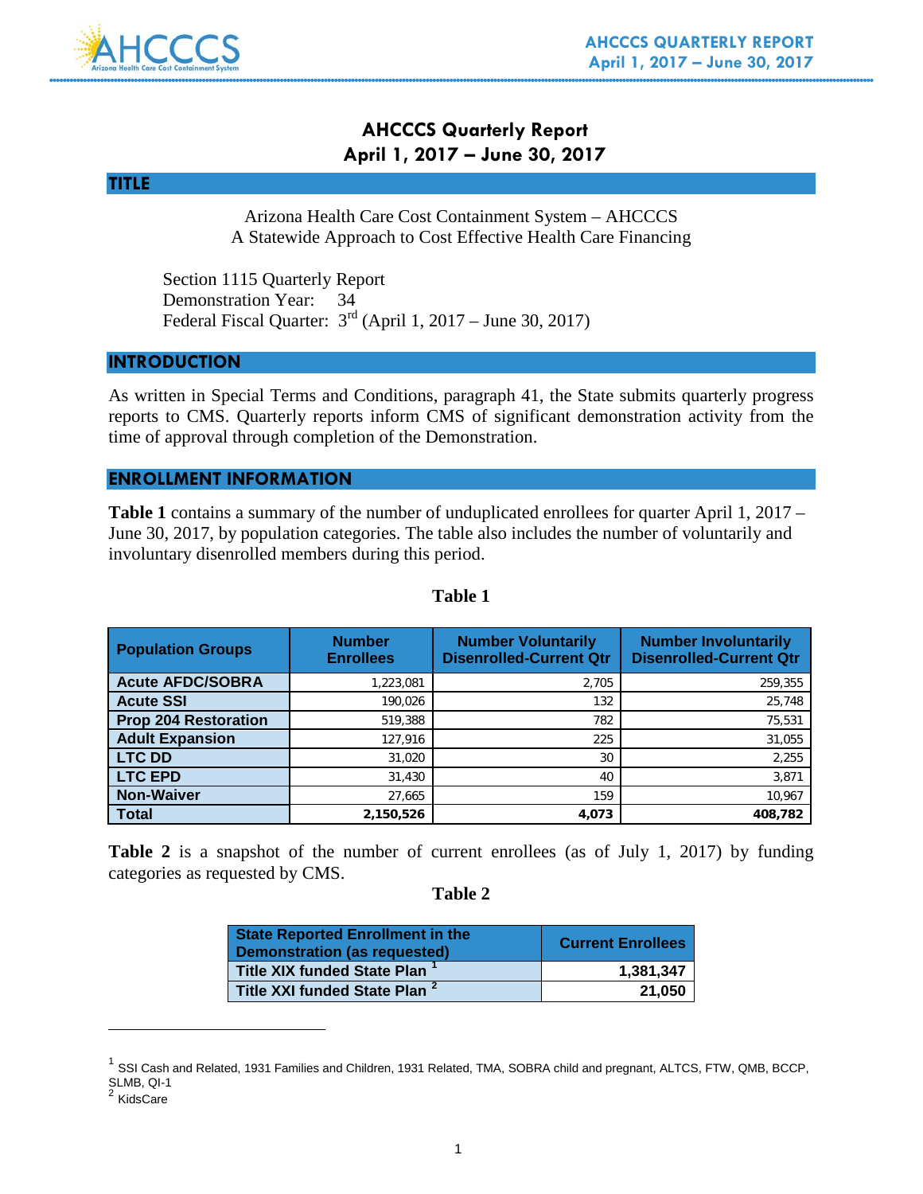# AHCCCS Quarterly Report
# April 1, 2017 – June 30, 2017

## TITLE

Arizona Health Care Cost Containment System – AHCCCS
A Statewide Approach to Cost Effective Health Care Financing

Section 1115 Quarterly Report
Demonstration Year: 34
Federal Fiscal Quarter: 3rd (April 1, 2017 – June 30, 2017)

## INTRODUCTION

As written in Special Terms and Conditions, paragraph 41, the State submits quarterly progress reports to CMS. Quarterly reports inform CMS of significant demonstration activity from the time of approval through completion of the Demonstration.

## ENROLLMENT INFORMATION

**Table 1** contains a summary of the number of unduplicated enrollees for quarter April 1, 2017 – June 30, 2017, by population categories. The table also includes the number of voluntarily and involuntary disenrolled members during this period.

**Table 1**

| Population Groups | Number Enrollees | Number Voluntarily Disenrolled-Current Qtr | Number Involuntarily Disenrolled-Current Qtr |
|---|---|---|---|
| Acute AFDC/SOBRA | 1,223,081 | 2,705 | 259,355 |
| Acute SSI | 190,026 | 132 | 25,748 |
| Prop 204 Restoration | 519,388 | 782 | 75,531 |
| Adult Expansion | 127,916 | 225 | 31,055 |
| LTC DD | 31,020 | 30 | 2,255 |
| LTC EPD | 31,430 | 40 | 3,871 |
| Non-Waiver | 27,665 | 159 | 10,967 |
| **Total** | **2,150,526** | **4,073** | **408,782** |

**Table 2** is a snapshot of the number of current enrollees (as of July 1, 2017) by funding categories as requested by CMS.

**Table 2**

| State Reported Enrollment in the Demonstration (as requested) | Current Enrollees |
|---|---|
| Title XIX funded State Plan [1] | 1,381,347 |
| Title XXI funded State Plan [2] | 21,050 |

[1] SSI Cash and Related, 1931 Families and Children, 1931 Related, TMA, SOBRA child and pregnant, ALTCS, FTW, QMB, BCCP, SLMB, QI-1

[2] KidsCare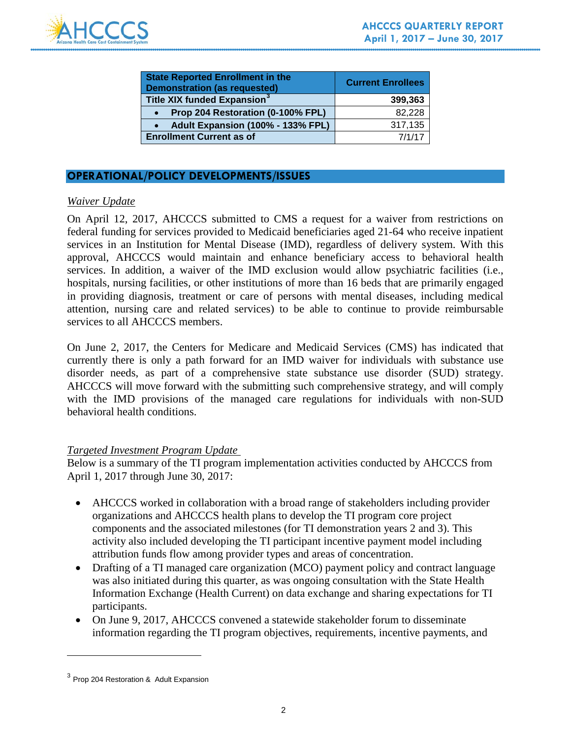| State Reported Enrollment in the Demonstration (as requested) | Current Enrollees |
|---|---|
| **Title XIX funded Expansion**[3] | **399,363** |
| • **Prop 204 Restoration (0-100% FPL)** | 82,228 |
| • **Adult Expansion (100% - 133% FPL)** | 317,135 |
| **Enrollment Current as of** | 7/1/17 |

## OPERATIONAL/POLICY DEVELOPMENTS/ISSUES

*Waiver Update*

On April 12, 2017, AHCCCS submitted to CMS a request for a waiver from restrictions on federal funding for services provided to Medicaid beneficiaries aged 21-64 who receive inpatient services in an Institution for Mental Disease (IMD), regardless of delivery system. With this approval, AHCCCS would maintain and enhance beneficiary access to behavioral health services. In addition, a waiver of the IMD exclusion would allow psychiatric facilities (i.e., hospitals, nursing facilities, or other institutions of more than 16 beds that are primarily engaged in providing diagnosis, treatment or care of persons with mental diseases, including medical attention, nursing care and related services) to be able to continue to provide reimbursable services to all AHCCCS members.

On June 2, 2017, the Centers for Medicare and Medicaid Services (CMS) has indicated that currently there is only a path forward for an IMD waiver for individuals with substance use disorder needs, as part of a comprehensive state substance use disorder (SUD) strategy. AHCCCS will move forward with the submitting such comprehensive strategy, and will comply with the IMD provisions of the managed care regulations for individuals with non-SUD behavioral health conditions.

*Targeted Investment Program Update*

Below is a summary of the TI program implementation activities conducted by AHCCCS from April 1, 2017 through June 30, 2017:

- AHCCCS worked in collaboration with a broad range of stakeholders including provider organizations and AHCCCS health plans to develop the TI program core project components and the associated milestones (for TI demonstration years 2 and 3). This activity also included developing the TI participant incentive payment model including attribution funds flow among provider types and areas of concentration.
- Drafting of a TI managed care organization (MCO) payment policy and contract language was also initiated during this quarter, as was ongoing consultation with the State Health Information Exchange (Health Current) on data exchange and sharing expectations for TI participants.
- On June 9, 2017, AHCCCS convened a statewide stakeholder forum to disseminate information regarding the TI program objectives, requirements, incentive payments, and

[3] Prop 204 Restoration & Adult Expansion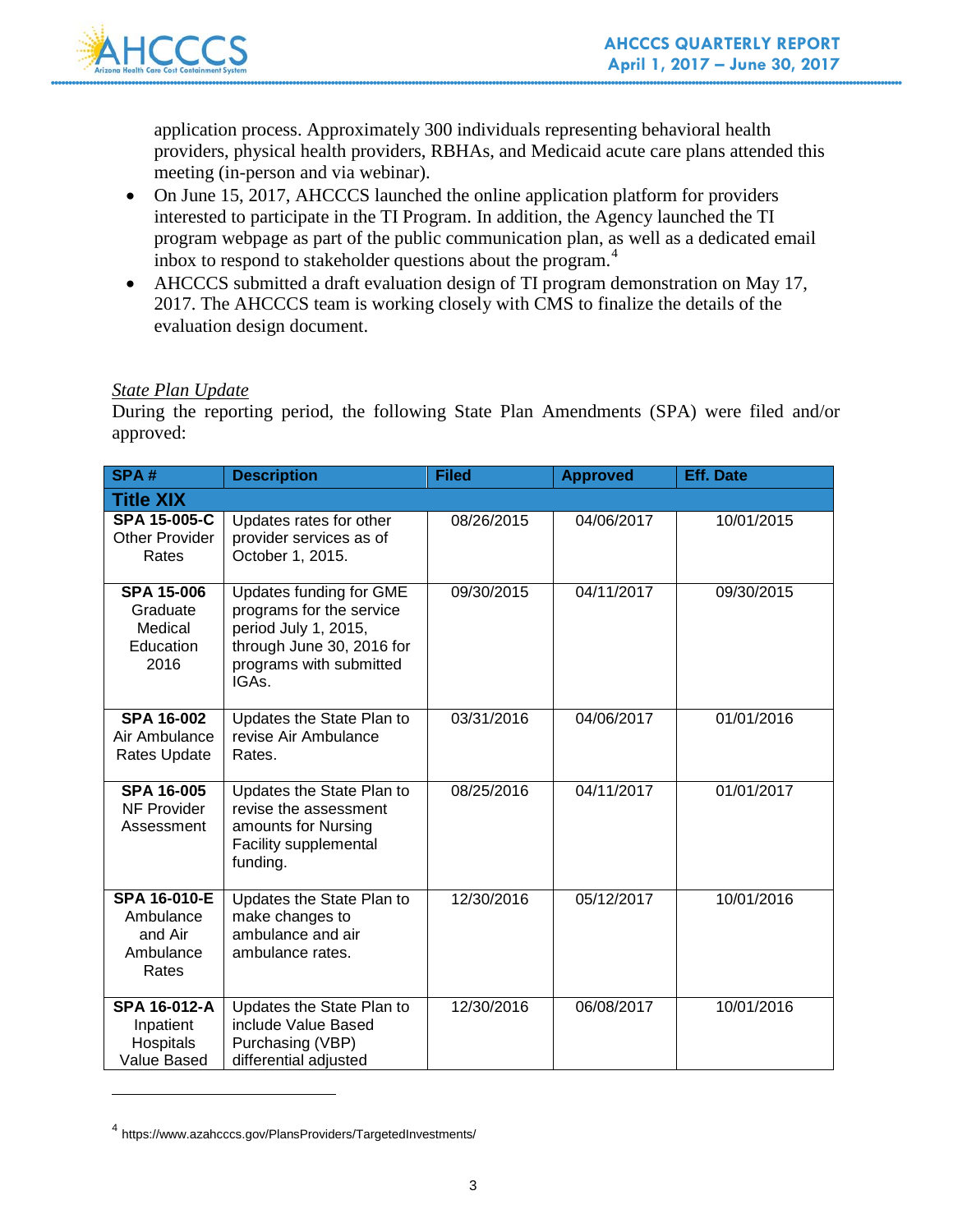application process. Approximately 300 individuals representing behavioral health providers, physical health providers, RBHAs, and Medicaid acute care plans attended this meeting (in-person and via webinar).

- On June 15, 2017, AHCCCS launched the online application platform for providers interested to participate in the TI Program. In addition, the Agency launched the TI program webpage as part of the public communication plan, as well as a dedicated email inbox to respond to stakeholder questions about the program.[4]
- AHCCCS submitted a draft evaluation design of TI program demonstration on May 17, 2017. The AHCCCS team is working closely with CMS to finalize the details of the evaluation design document.

*State Plan Update*

During the reporting period, the following State Plan Amendments (SPA) were filed and/or approved:

| SPA # | Description | Filed | Approved | Eff. Date |
|---|---|---|---|---|
| **Title XIX** | | | | |
| **SPA 15-005-C** Other Provider Rates | Updates rates for other provider services as of October 1, 2015. | 08/26/2015 | 04/06/2017 | 10/01/2015 |
| **SPA 15-006** Graduate Medical Education 2016 | Updates funding for GME programs for the service period July 1, 2015, through June 30, 2016 for programs with submitted IGAs. | 09/30/2015 | 04/11/2017 | 09/30/2015 |
| **SPA 16-002** Air Ambulance Rates Update | Updates the State Plan to revise Air Ambulance Rates. | 03/31/2016 | 04/06/2017 | 01/01/2016 |
| **SPA 16-005** NF Provider Assessment | Updates the State Plan to revise the assessment amounts for Nursing Facility supplemental funding. | 08/25/2016 | 04/11/2017 | 01/01/2017 |
| **SPA 16-010-E** Ambulance and Air Ambulance Rates | Updates the State Plan to make changes to ambulance and air ambulance rates. | 12/30/2016 | 05/12/2017 | 10/01/2016 |
| **SPA 16-012-A** Inpatient Hospitals Value Based | Updates the State Plan to include Value Based Purchasing (VBP) differential adjusted | 12/30/2016 | 06/08/2017 | 10/01/2016 |

[4] https://www.azahcccs.gov/PlansProviders/TargetedInvestments/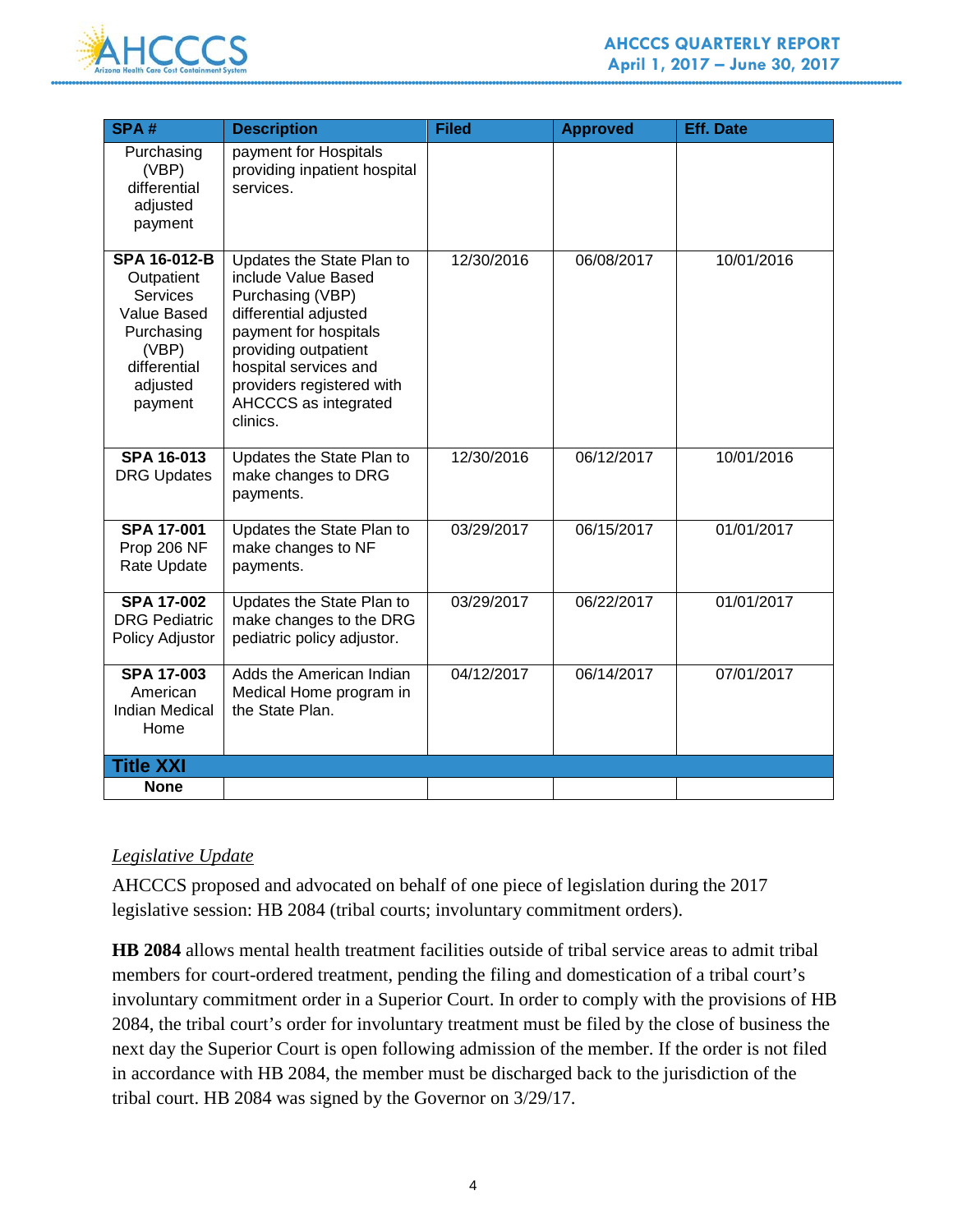| SPA # | Description | Filed | Approved | Eff. Date |
|---|---|---|---|---|
| Purchasing (VBP) differential adjusted payment | payment for Hospitals providing inpatient hospital services. | | | |
| **SPA 16-012-B** Outpatient Services Value Based Purchasing (VBP) differential adjusted payment | Updates the State Plan to include Value Based Purchasing (VBP) differential adjusted payment for hospitals providing outpatient hospital services and providers registered with AHCCCS as integrated clinics. | 12/30/2016 | 06/08/2017 | 10/01/2016 |
| **SPA 16-013** DRG Updates | Updates the State Plan to make changes to DRG payments. | 12/30/2016 | 06/12/2017 | 10/01/2016 |
| **SPA 17-001** Prop 206 NF Rate Update | Updates the State Plan to make changes to NF payments. | 03/29/2017 | 06/15/2017 | 01/01/2017 |
| **SPA 17-002** DRG Pediatric Policy Adjustor | Updates the State Plan to make changes to the DRG pediatric policy adjustor. | 03/29/2017 | 06/22/2017 | 01/01/2017 |
| **SPA 17-003** American Indian Medical Home | Adds the American Indian Medical Home program in the State Plan. | 04/12/2017 | 06/14/2017 | 07/01/2017 |
| **Title XXI** | | | | |
| **None** | | | | |

*Legislative Update*

AHCCCS proposed and advocated on behalf of one piece of legislation during the 2017 legislative session: HB 2084 (tribal courts; involuntary commitment orders).

**HB 2084** allows mental health treatment facilities outside of tribal service areas to admit tribal members for court-ordered treatment, pending the filing and domestication of a tribal court's involuntary commitment order in a Superior Court. In order to comply with the provisions of HB 2084, the tribal court's order for involuntary treatment must be filed by the close of business the next day the Superior Court is open following admission of the member. If the order is not filed in accordance with HB 2084, the member must be discharged back to the jurisdiction of the tribal court. HB 2084 was signed by the Governor on 3/29/17.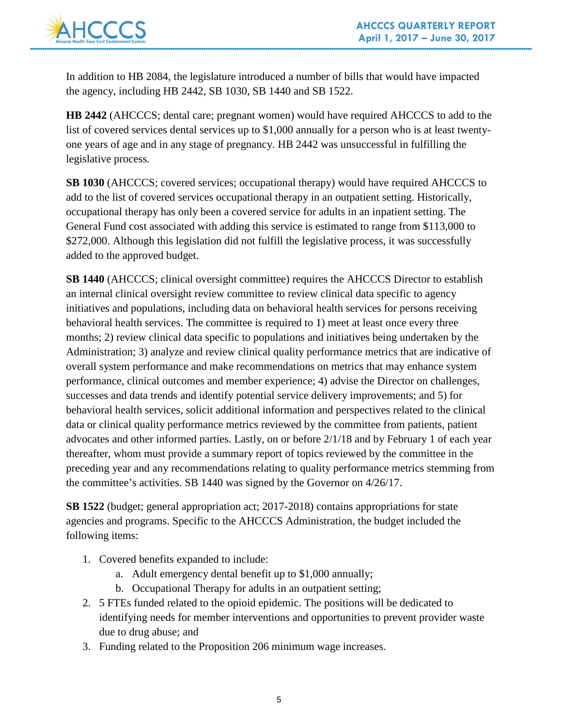In addition to HB 2084, the legislature introduced a number of bills that would have impacted the agency, including HB 2442, SB 1030, SB 1440 and SB 1522.

**HB 2442** (AHCCCS; dental care; pregnant women) would have required AHCCCS to add to the list of covered services dental services up to $1,000 annually for a person who is at least twenty-one years of age and in any stage of pregnancy. HB 2442 was unsuccessful in fulfilling the legislative process.

**SB 1030** (AHCCCS; covered services; occupational therapy) would have required AHCCCS to add to the list of covered services occupational therapy in an outpatient setting. Historically, occupational therapy has only been a covered service for adults in an inpatient setting. The General Fund cost associated with adding this service is estimated to range from $113,000 to $272,000. Although this legislation did not fulfill the legislative process, it was successfully added to the approved budget.

**SB 1440** (AHCCCS; clinical oversight committee) requires the AHCCCS Director to establish an internal clinical oversight review committee to review clinical data specific to agency initiatives and populations, including data on behavioral health services for persons receiving behavioral health services. The committee is required to 1) meet at least once every three months; 2) review clinical data specific to populations and initiatives being undertaken by the Administration; 3) analyze and review clinical quality performance metrics that are indicative of overall system performance and make recommendations on metrics that may enhance system performance, clinical outcomes and member experience; 4) advise the Director on challenges, successes and data trends and identify potential service delivery improvements; and 5) for behavioral health services, solicit additional information and perspectives related to the clinical data or clinical quality performance metrics reviewed by the committee from patients, patient advocates and other informed parties. Lastly, on or before 2/1/18 and by February 1 of each year thereafter, whom must provide a summary report of topics reviewed by the committee in the preceding year and any recommendations relating to quality performance metrics stemming from the committee's activities. SB 1440 was signed by the Governor on 4/26/17.

**SB 1522** (budget; general appropriation act; 2017-2018) contains appropriations for state agencies and programs. Specific to the AHCCCS Administration, the budget included the following items:

1. Covered benefits expanded to include:
   a. Adult emergency dental benefit up to $1,000 annually;
   b. Occupational Therapy for adults in an outpatient setting;
2. 5 FTEs funded related to the opioid epidemic. The positions will be dedicated to identifying needs for member interventions and opportunities to prevent provider waste due to drug abuse; and
3. Funding related to the Proposition 206 minimum wage increases.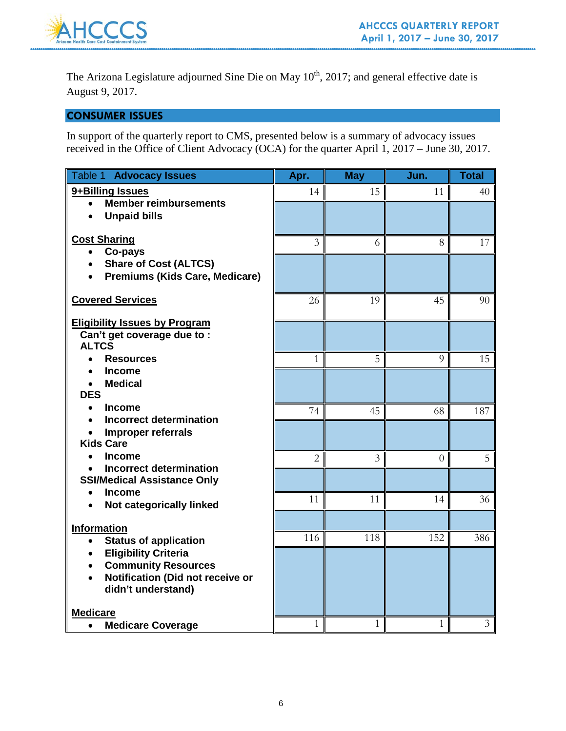The Arizona Legislature adjourned Sine Die on May 10th, 2017; and general effective date is August 9, 2017.

## CONSUMER ISSUES

In support of the quarterly report to CMS, presented below is a summary of advocacy issues received in the Office of Client Advocacy (OCA) for the quarter April 1, 2017 – June 30, 2017.

| Table 1 **Advocacy Issues** | Apr. | May | Jun. | Total |
|---|---|---|---|---|
| **9+Billing Issues**<br>• Member reimbursements<br>• Unpaid bills | 14 | 15 | 11 | 40 |
| **Cost Sharing**<br>• Co-pays<br>• Share of Cost (ALTCS)<br>• Premiums (Kids Care, Medicare) | 3 | 6 | 8 | 17 |
| **Covered Services** | 26 | 19 | 45 | 90 |
| **Eligibility Issues by Program**<br>Can't get coverage due to :<br>**ALTCS**<br>• Resources<br>• Income<br>• Medical | 1 | 5 | 9 | 15 |
| **DES**<br>• Income<br>• Incorrect determination<br>• Improper referrals | 74 | 45 | 68 | 187 |
| **Kids Care**<br>• Income<br>• Incorrect determination | 2 | 3 | 0 | 5 |
| **SSI/Medical Assistance Only**<br>• Income<br>• Not categorically linked | 11 | 11 | 14 | 36 |
| **Information**<br>• Status of application<br>• Eligibility Criteria<br>• Community Resources<br>• Notification (Did not receive or didn't understand) | 116 | 118 | 152 | 386 |
| **Medicare**<br>• Medicare Coverage | 1 | 1 | 1 | 3 |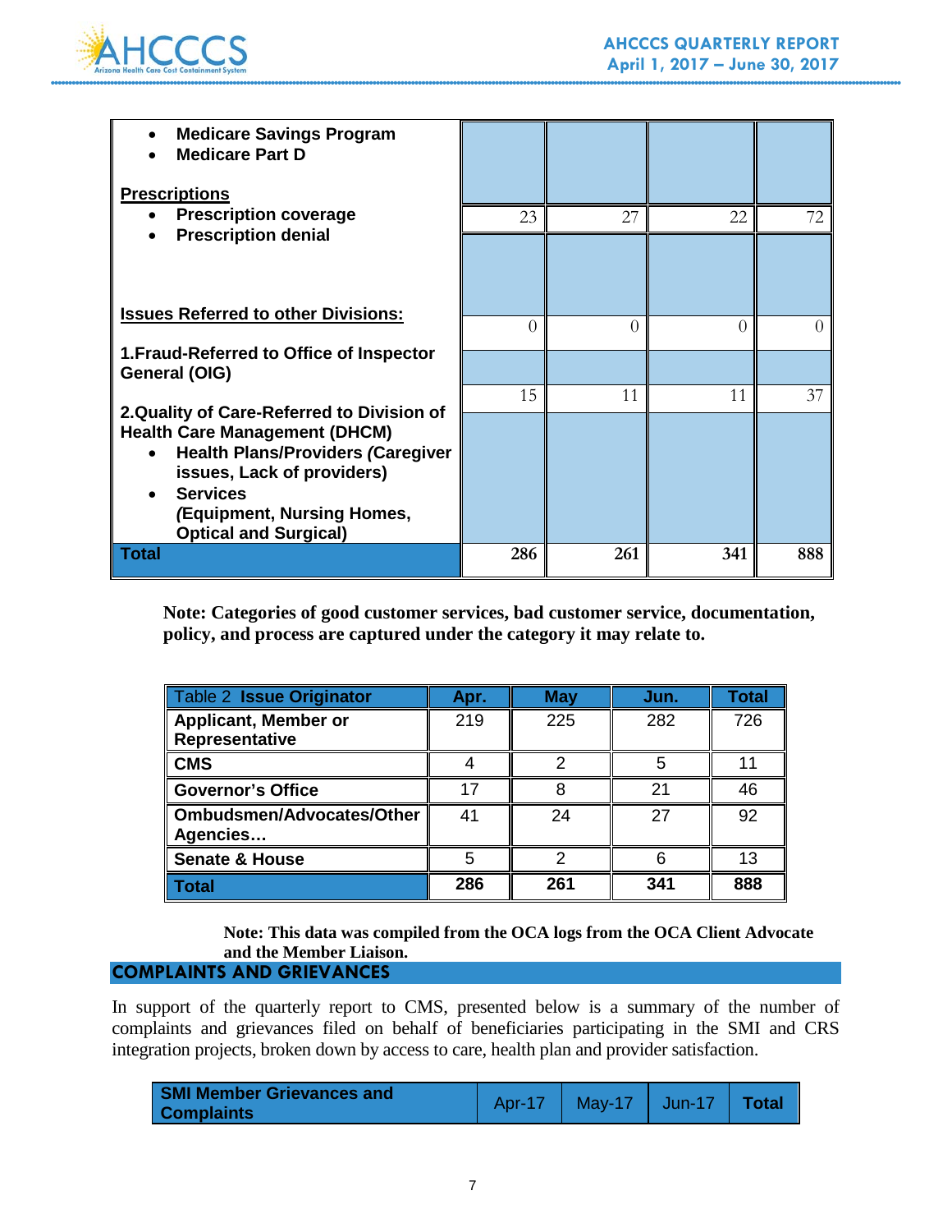| | | | | |
|---|---|---|---|---|
| • Medicare Savings Program<br>• Medicare Part D | | | | |
| **Prescriptions**<br>• Prescription coverage<br>• Prescription denial | 23 | 27 | 22 | 72 |
| | | | | |
| **Issues Referred to other Divisions:** | 0 | 0 | 0 | 0 |
| **1.Fraud-Referred to Office of Inspector General (OIG)** | | | | |
| **2.Quality of Care-Referred to Division of Health Care Management (DHCM)**<br>• Health Plans/Providers (Caregiver issues, Lack of providers)<br>• Services (Equipment, Nursing Homes, Optical and Surgical) | 15 | 11 | 11 | 37 |
| **Total** | **286** | **261** | **341** | **888** |

**Note: Categories of good customer services, bad customer service, documentation, policy, and process are captured under the category it may relate to.**

| Table 2 **Issue Originator** | Apr. | May | Jun. | Total |
|---|---|---|---|---|
| **Applicant, Member or Representative** | 219 | 225 | 282 | 726 |
| **CMS** | 4 | 2 | 5 | 11 |
| **Governor's Office** | 17 | 8 | 21 | 46 |
| **Ombudsmen/Advocates/Other Agencies…** | 41 | 24 | 27 | 92 |
| **Senate & House** | 5 | 2 | 6 | 13 |
| **Total** | **286** | **261** | **341** | **888** |

**Note: This data was compiled from the OCA logs from the OCA Client Advocate and the Member Liaison.**

## COMPLAINTS AND GRIEVANCES

In support of the quarterly report to CMS, presented below is a summary of the number of complaints and grievances filed on behalf of beneficiaries participating in the SMI and CRS integration projects, broken down by access to care, health plan and provider satisfaction.

| SMI Member Grievances and Complaints | Apr-17 | May-17 | Jun-17 | Total |
|---|---|---|---|---|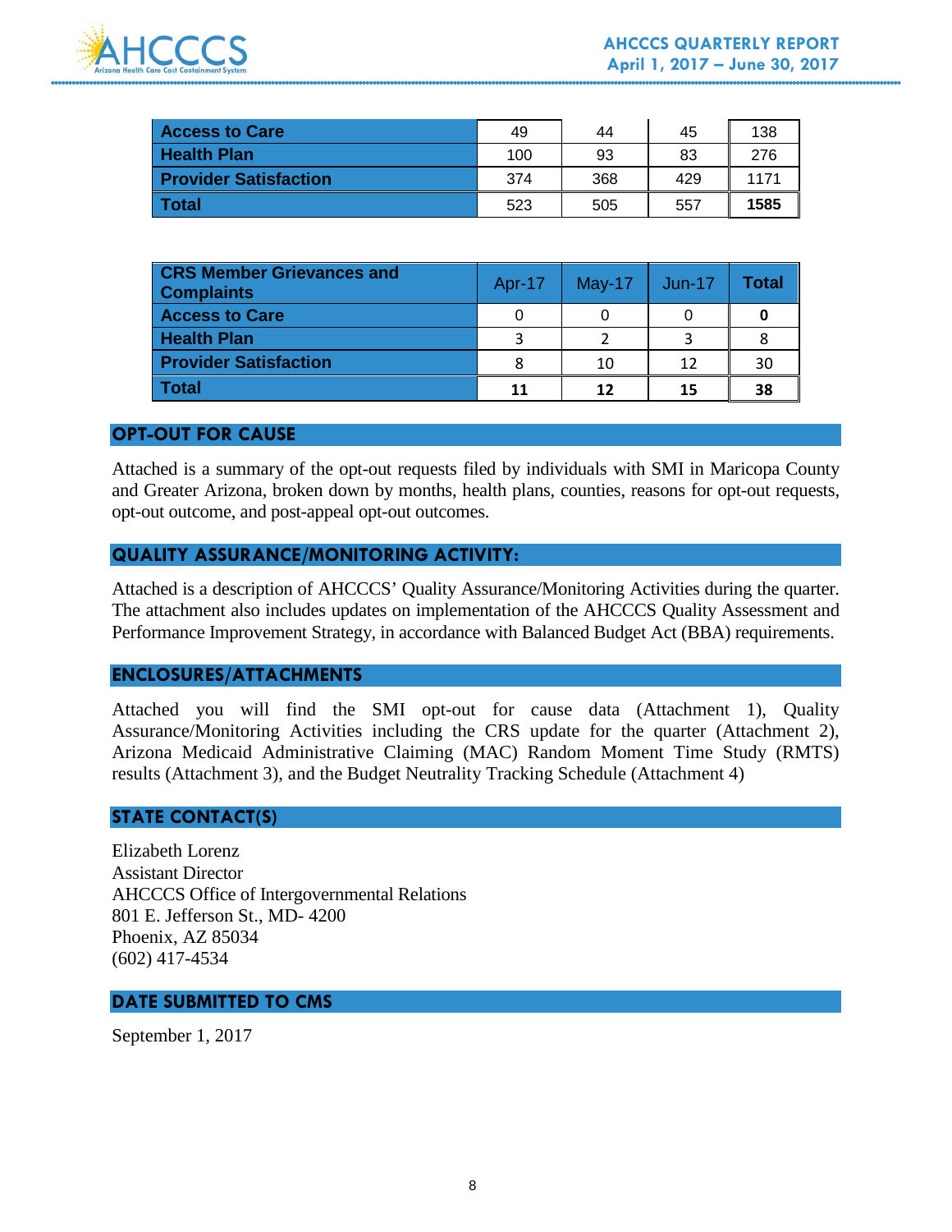| | | | | |
|---|---|---|---|---|
| **Access to Care** | 49 | 44 | 45 | 138 |
| **Health Plan** | 100 | 93 | 83 | 276 |
| **Provider Satisfaction** | 374 | 368 | 429 | 1171 |
| **Total** | 523 | 505 | 557 | **1585** |

| CRS Member Grievances and Complaints | Apr-17 | May-17 | Jun-17 | Total |
|---|---|---|---|---|
| **Access to Care** | 0 | 0 | 0 | **0** |
| **Health Plan** | 3 | 2 | 3 | 8 |
| **Provider Satisfaction** | 8 | 10 | 12 | 30 |
| **Total** | **11** | **12** | **15** | **38** |

## OPT-OUT FOR CAUSE

Attached is a summary of the opt-out requests filed by individuals with SMI in Maricopa County and Greater Arizona, broken down by months, health plans, counties, reasons for opt-out requests, opt-out outcome, and post-appeal opt-out outcomes.

## QUALITY ASSURANCE/MONITORING ACTIVITY:

Attached is a description of AHCCCS' Quality Assurance/Monitoring Activities during the quarter. The attachment also includes updates on implementation of the AHCCCS Quality Assessment and Performance Improvement Strategy, in accordance with Balanced Budget Act (BBA) requirements.

## ENCLOSURES/ATTACHMENTS

Attached you will find the SMI opt-out for cause data (Attachment 1), Quality Assurance/Monitoring Activities including the CRS update for the quarter (Attachment 2), Arizona Medicaid Administrative Claiming (MAC) Random Moment Time Study (RMTS) results (Attachment 3), and the Budget Neutrality Tracking Schedule (Attachment 4)

## STATE CONTACT(S)

Elizabeth Lorenz
Assistant Director
AHCCCS Office of Intergovernmental Relations
801 E. Jefferson St., MD- 4200
Phoenix, AZ 85034
(602) 417-4534

## DATE SUBMITTED TO CMS

September 1, 2017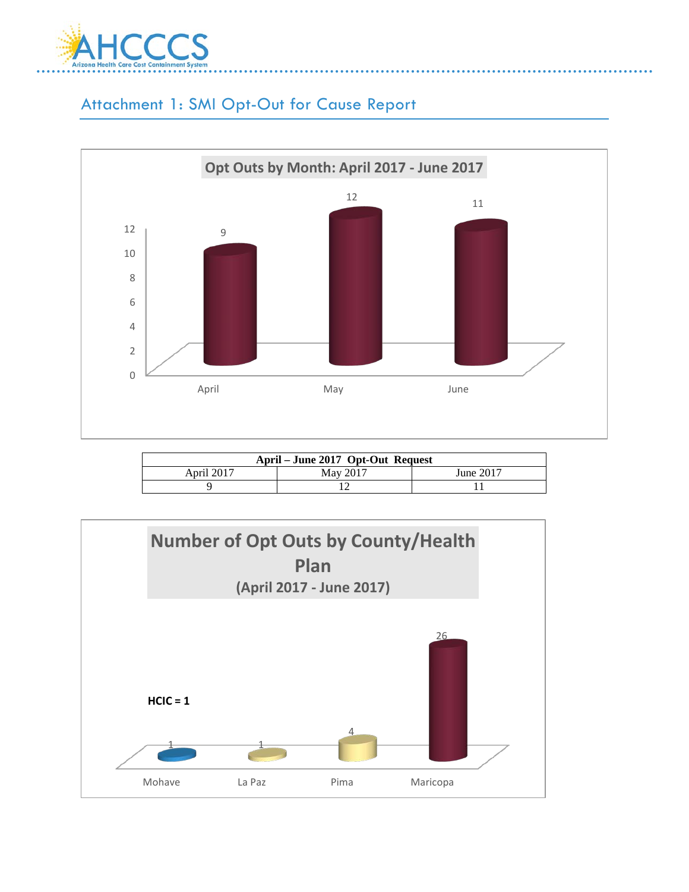## Attachment 1: SMI Opt-Out for Cause Report

**Opt Outs by Month: April 2017 - June 2017**

| Month | Opt Outs |
|---|---|
| April | 9 |
| May | 12 |
| June | 11 |

| April – June 2017 Opt-Out Request | | |
|---|---|---|
| April 2017 | May 2017 | June 2017 |
| 9 | 12 | 11 |

**Number of Opt Outs by County/Health Plan (April 2017 - June 2017)**

**HCIC = 1**

| County | Opt Outs |
|---|---|
| Mohave | 1 |
| La Paz | 1 |
| Pima | 4 |
| Maricopa | 26 |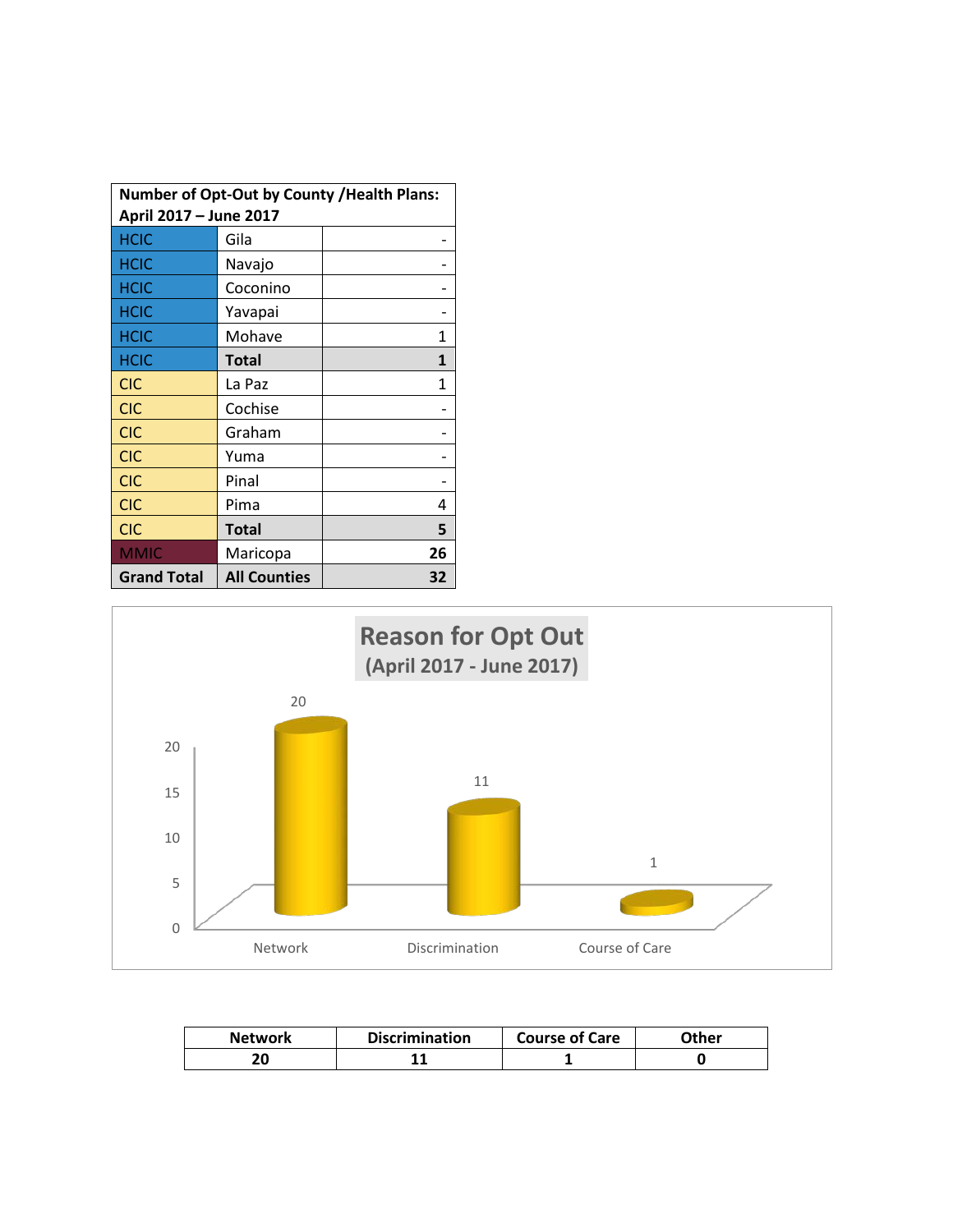| Number of Opt-Out by County /Health Plans: April 2017 – June 2017 | | |
|---|---|---|
| HCIC | Gila | - |
| HCIC | Navajo | - |
| HCIC | Coconino | - |
| HCIC | Yavapai | - |
| HCIC | Mohave | 1 |
| HCIC | **Total** | **1** |
| CIC | La Paz | 1 |
| CIC | Cochise | - |
| CIC | Graham | - |
| CIC | Yuma | - |
| CIC | Pinal | - |
| CIC | Pima | 4 |
| CIC | **Total** | **5** |
| MMIC | Maricopa | **26** |
| **Grand Total** | **All Counties** | **32** |

**Reason for Opt Out**
**(April 2017 - June 2017)**

| Network | Discrimination | Course of Care |
|---|---|---|
| 20 | 11 | 1 |

| Network | Discrimination | Course of Care | Other |
|---|---|---|---|
| **20** | **11** | **1** | **0** |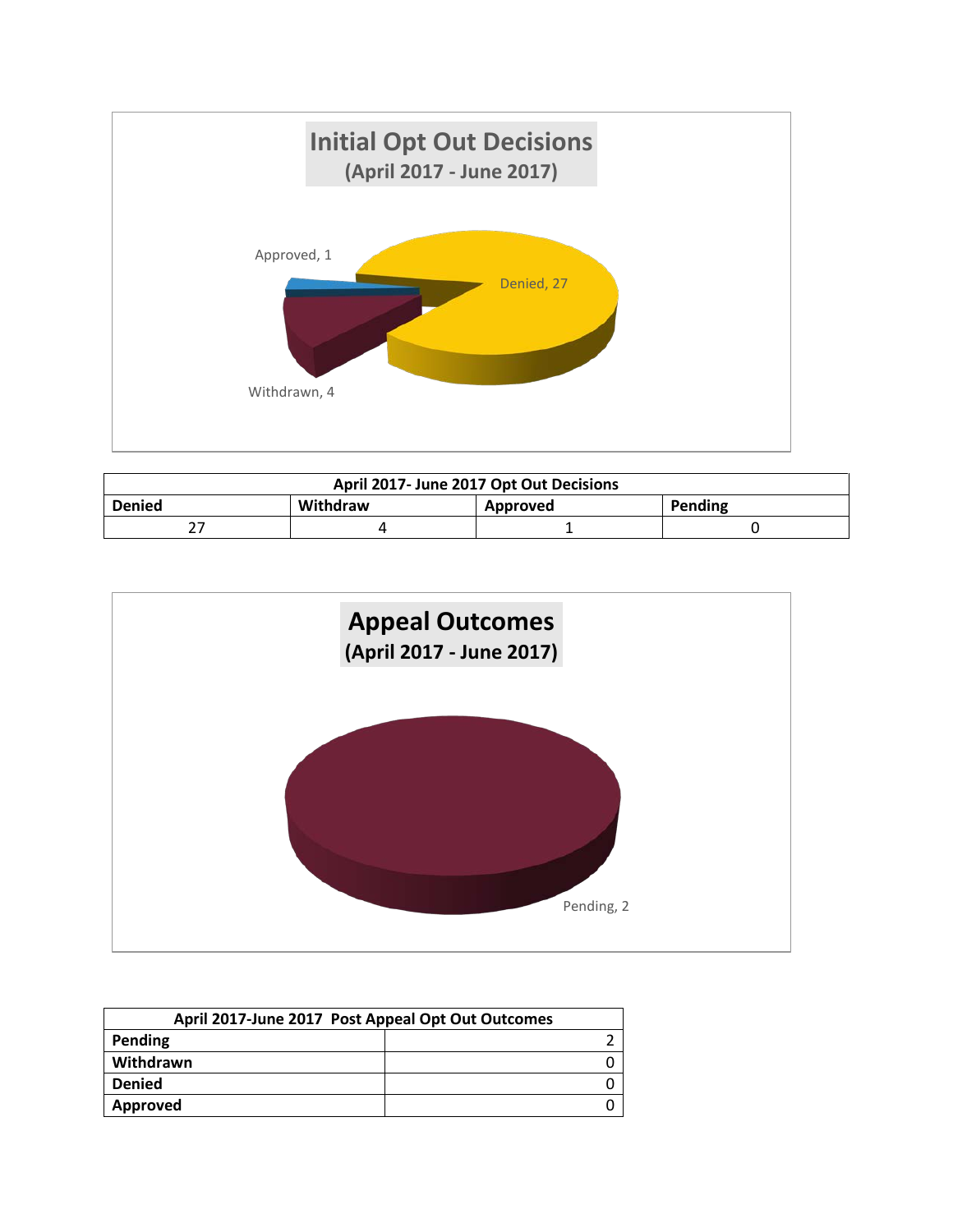**Initial Opt Out Decisions**
**(April 2017 - June 2017)**

Approved, 1

Denied, 27

Withdrawn, 4

| April 2017- June 2017 Opt Out Decisions | | | |
|---|---|---|---|
| **Denied** | **Withdraw** | **Approved** | **Pending** |
| 27 | 4 | 1 | 0 |

**Appeal Outcomes**
**(April 2017 - June 2017)**

Pending, 2

| April 2017-June 2017 Post Appeal Opt Out Outcomes | |
|---|---|
| **Pending** | 2 |
| **Withdrawn** | 0 |
| **Denied** | 0 |
| **Approved** | 0 |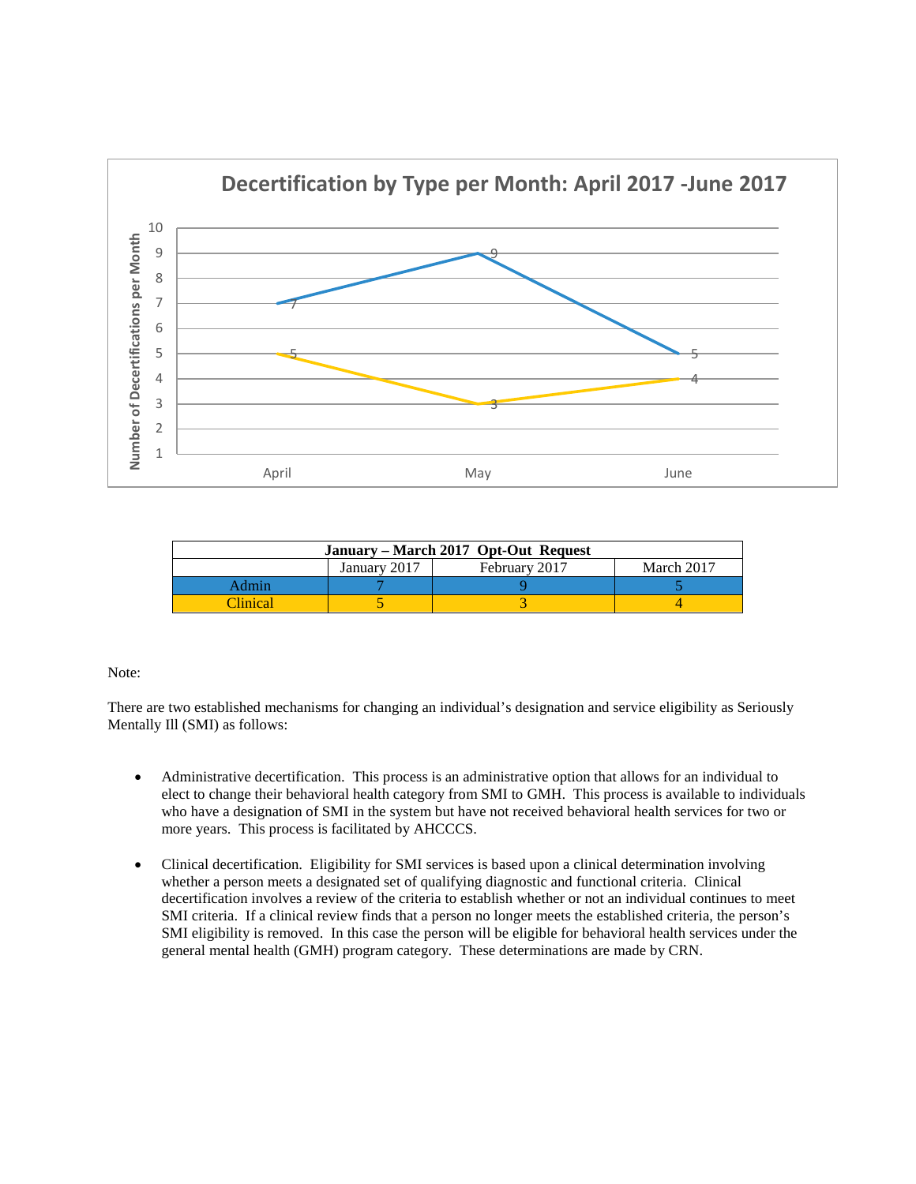**Decertification by Type per Month: April 2017 -June 2017**

| Month | Admin | Clinical |
|---|---|---|
| April | 7 | 5 |
| May | 9 | 3 |
| June | 5 | 4 |

| January – March 2017 Opt-Out Request | | | |
|---|---|---|---|
| | January 2017 | February 2017 | March 2017 |
| Admin | 7 | 9 | 5 |
| Clinical | 5 | 3 | 4 |

Note:

There are two established mechanisms for changing an individual's designation and service eligibility as Seriously Mentally Ill (SMI) as follows:

- Administrative decertification. This process is an administrative option that allows for an individual to elect to change their behavioral health category from SMI to GMH. This process is available to individuals who have a designation of SMI in the system but have not received behavioral health services for two or more years. This process is facilitated by AHCCCS.

- Clinical decertification. Eligibility for SMI services is based upon a clinical determination involving whether a person meets a designated set of qualifying diagnostic and functional criteria. Clinical decertification involves a review of the criteria to establish whether or not an individual continues to meet SMI criteria. If a clinical review finds that a person no longer meets the established criteria, the person's SMI eligibility is removed. In this case the person will be eligible for behavioral health services under the general mental health (GMH) program category. These determinations are made by CRN.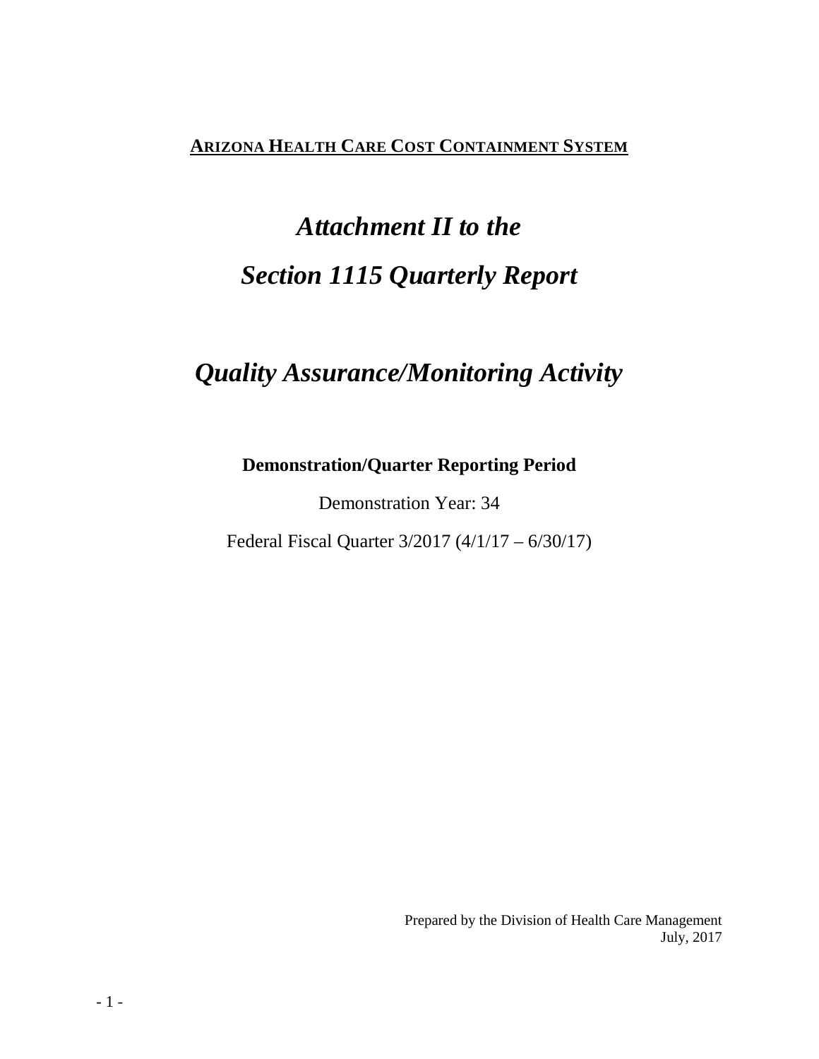**ARIZONA HEALTH CARE COST CONTAINMENT SYSTEM**

# *Attachment II to the Section 1115 Quarterly Report*

# *Quality Assurance/Monitoring Activity*

**Demonstration/Quarter Reporting Period**

Demonstration Year: 34

Federal Fiscal Quarter 3/2017 (4/1/17 – 6/30/17)

Prepared by the Division of Health Care Management
July, 2017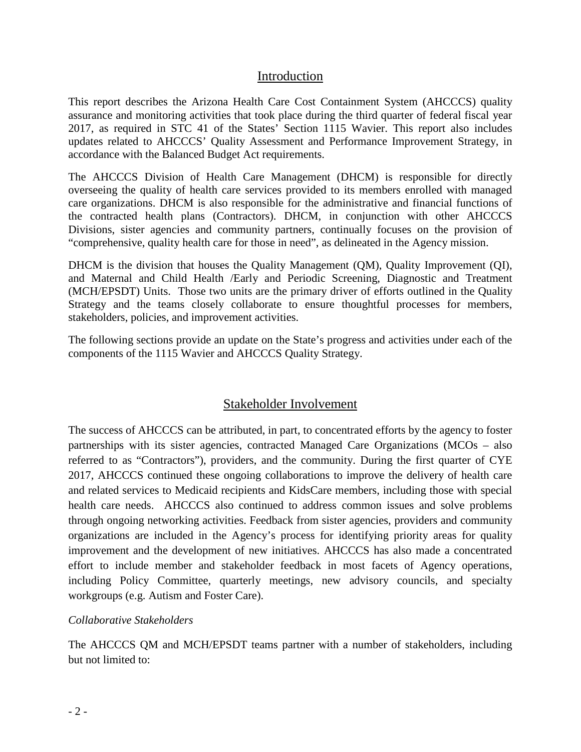## Introduction

This report describes the Arizona Health Care Cost Containment System (AHCCCS) quality assurance and monitoring activities that took place during the third quarter of federal fiscal year 2017, as required in STC 41 of the States' Section 1115 Wavier. This report also includes updates related to AHCCCS' Quality Assessment and Performance Improvement Strategy, in accordance with the Balanced Budget Act requirements.

The AHCCCS Division of Health Care Management (DHCM) is responsible for directly overseeing the quality of health care services provided to its members enrolled with managed care organizations. DHCM is also responsible for the administrative and financial functions of the contracted health plans (Contractors). DHCM, in conjunction with other AHCCCS Divisions, sister agencies and community partners, continually focuses on the provision of "comprehensive, quality health care for those in need", as delineated in the Agency mission.

DHCM is the division that houses the Quality Management (QM), Quality Improvement (QI), and Maternal and Child Health /Early and Periodic Screening, Diagnostic and Treatment (MCH/EPSDT) Units. Those two units are the primary driver of efforts outlined in the Quality Strategy and the teams closely collaborate to ensure thoughtful processes for members, stakeholders, policies, and improvement activities.

The following sections provide an update on the State's progress and activities under each of the components of the 1115 Wavier and AHCCCS Quality Strategy.

## Stakeholder Involvement

The success of AHCCCS can be attributed, in part, to concentrated efforts by the agency to foster partnerships with its sister agencies, contracted Managed Care Organizations (MCOs – also referred to as "Contractors"), providers, and the community. During the first quarter of CYE 2017, AHCCCS continued these ongoing collaborations to improve the delivery of health care and related services to Medicaid recipients and KidsCare members, including those with special health care needs. AHCCCS also continued to address common issues and solve problems through ongoing networking activities. Feedback from sister agencies, providers and community organizations are included in the Agency's process for identifying priority areas for quality improvement and the development of new initiatives. AHCCCS has also made a concentrated effort to include member and stakeholder feedback in most facets of Agency operations, including Policy Committee, quarterly meetings, new advisory councils, and specialty workgroups (e.g. Autism and Foster Care).

*Collaborative Stakeholders*

The AHCCCS QM and MCH/EPSDT teams partner with a number of stakeholders, including but not limited to: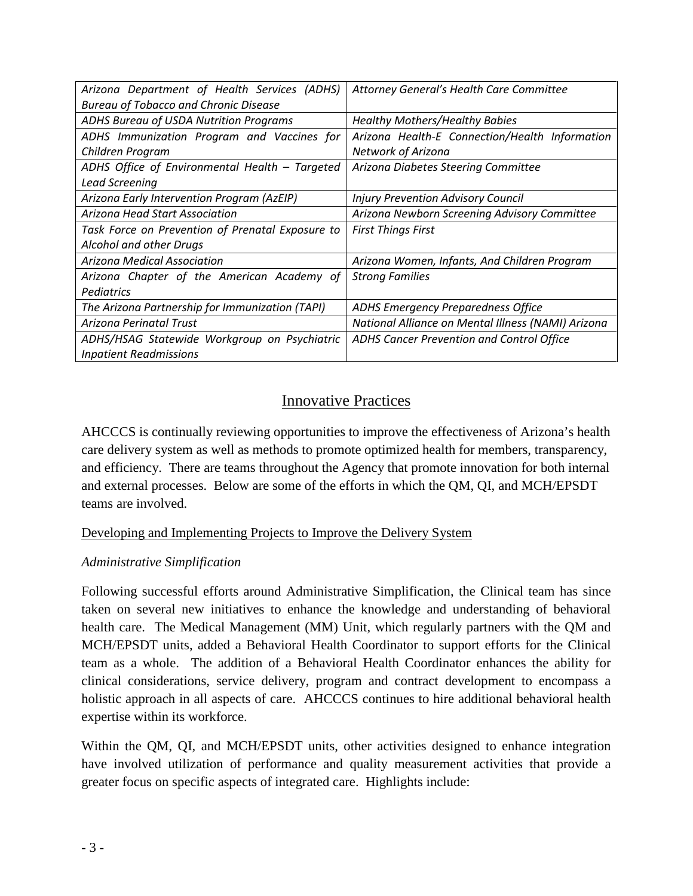| *Arizona Department of Health Services (ADHS) Bureau of Tobacco and Chronic Disease* | *Attorney General's Health Care Committee* |
|---|---|
| *ADHS Bureau of USDA Nutrition Programs* | *Healthy Mothers/Healthy Babies* |
| *ADHS Immunization Program and Vaccines for Children Program* | *Arizona Health-E Connection/Health Information Network of Arizona* |
| *ADHS Office of Environmental Health – Targeted Lead Screening* | *Arizona Diabetes Steering Committee* |
| *Arizona Early Intervention Program (AzEIP)* | *Injury Prevention Advisory Council* |
| *Arizona Head Start Association* | *Arizona Newborn Screening Advisory Committee* |
| *Task Force on Prevention of Prenatal Exposure to Alcohol and other Drugs* | *First Things First* |
| *Arizona Medical Association* | *Arizona Women, Infants, And Children Program* |
| *Arizona Chapter of the American Academy of Pediatrics* | *Strong Families* |
| *The Arizona Partnership for Immunization (TAPI)* | *ADHS Emergency Preparedness Office* |
| *Arizona Perinatal Trust* | *National Alliance on Mental Illness (NAMI) Arizona* |
| *ADHS/HSAG Statewide Workgroup on Psychiatric Inpatient Readmissions* | *ADHS Cancer Prevention and Control Office* |

## Innovative Practices

AHCCCS is continually reviewing opportunities to improve the effectiveness of Arizona's health care delivery system as well as methods to promote optimized health for members, transparency, and efficiency. There are teams throughout the Agency that promote innovation for both internal and external processes. Below are some of the efforts in which the QM, QI, and MCH/EPSDT teams are involved.

### Developing and Implementing Projects to Improve the Delivery System

*Administrative Simplification*

Following successful efforts around Administrative Simplification, the Clinical team has since taken on several new initiatives to enhance the knowledge and understanding of behavioral health care. The Medical Management (MM) Unit, which regularly partners with the QM and MCH/EPSDT units, added a Behavioral Health Coordinator to support efforts for the Clinical team as a whole. The addition of a Behavioral Health Coordinator enhances the ability for clinical considerations, service delivery, program and contract development to encompass a holistic approach in all aspects of care. AHCCCS continues to hire additional behavioral health expertise within its workforce.

Within the QM, QI, and MCH/EPSDT units, other activities designed to enhance integration have involved utilization of performance and quality measurement activities that provide a greater focus on specific aspects of integrated care. Highlights include: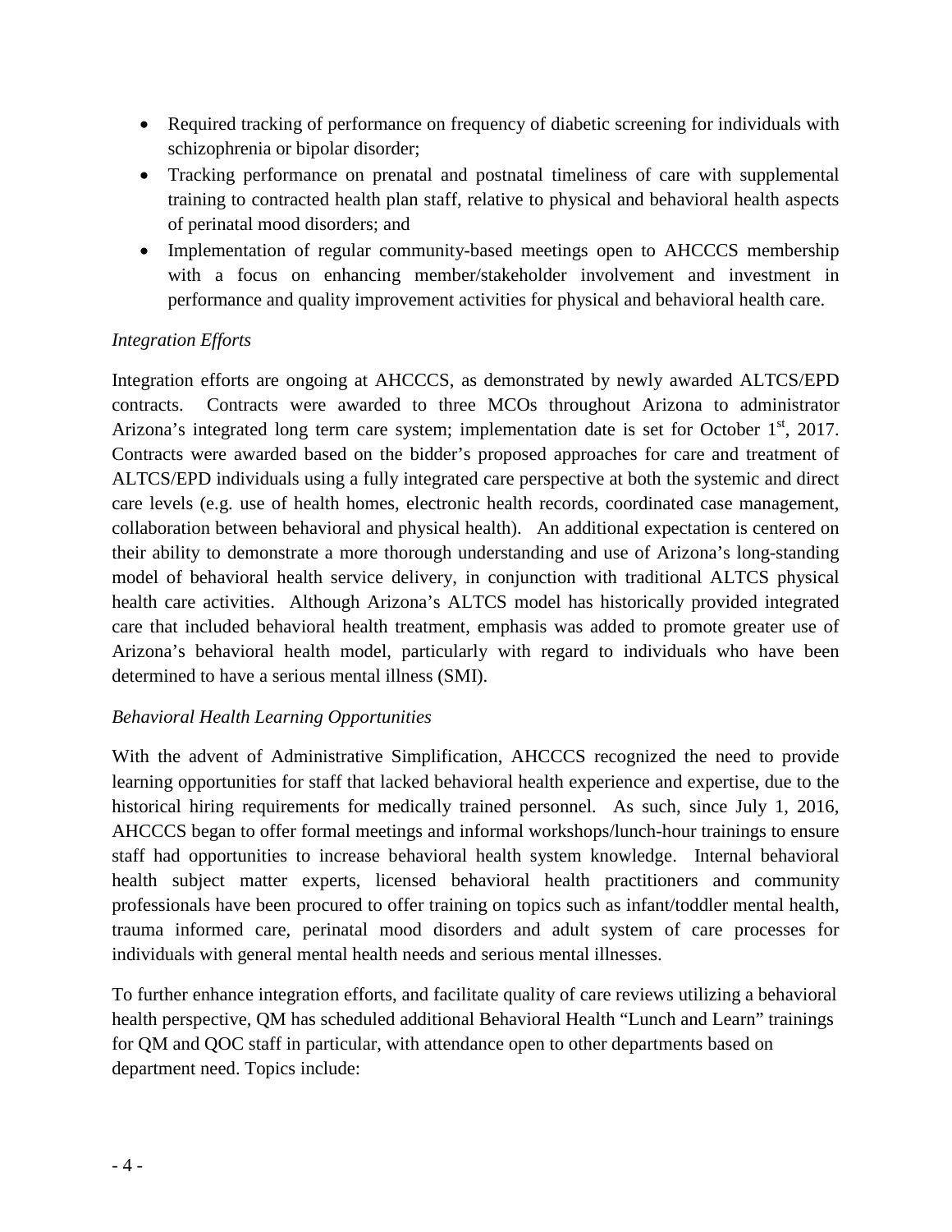- Required tracking of performance on frequency of diabetic screening for individuals with schizophrenia or bipolar disorder;
- Tracking performance on prenatal and postnatal timeliness of care with supplemental training to contracted health plan staff, relative to physical and behavioral health aspects of perinatal mood disorders; and
- Implementation of regular community-based meetings open to AHCCCS membership with a focus on enhancing member/stakeholder involvement and investment in performance and quality improvement activities for physical and behavioral health care.

*Integration Efforts*

Integration efforts are ongoing at AHCCCS, as demonstrated by newly awarded ALTCS/EPD contracts. Contracts were awarded to three MCOs throughout Arizona to administrator Arizona's integrated long term care system; implementation date is set for October 1st, 2017. Contracts were awarded based on the bidder's proposed approaches for care and treatment of ALTCS/EPD individuals using a fully integrated care perspective at both the systemic and direct care levels (e.g. use of health homes, electronic health records, coordinated case management, collaboration between behavioral and physical health). An additional expectation is centered on their ability to demonstrate a more thorough understanding and use of Arizona's long-standing model of behavioral health service delivery, in conjunction with traditional ALTCS physical health care activities. Although Arizona's ALTCS model has historically provided integrated care that included behavioral health treatment, emphasis was added to promote greater use of Arizona's behavioral health model, particularly with regard to individuals who have been determined to have a serious mental illness (SMI).

*Behavioral Health Learning Opportunities*

With the advent of Administrative Simplification, AHCCCS recognized the need to provide learning opportunities for staff that lacked behavioral health experience and expertise, due to the historical hiring requirements for medically trained personnel. As such, since July 1, 2016, AHCCCS began to offer formal meetings and informal workshops/lunch-hour trainings to ensure staff had opportunities to increase behavioral health system knowledge. Internal behavioral health subject matter experts, licensed behavioral health practitioners and community professionals have been procured to offer training on topics such as infant/toddler mental health, trauma informed care, perinatal mood disorders and adult system of care processes for individuals with general mental health needs and serious mental illnesses.

To further enhance integration efforts, and facilitate quality of care reviews utilizing a behavioral health perspective, QM has scheduled additional Behavioral Health "Lunch and Learn" trainings for QM and QOC staff in particular, with attendance open to other departments based on department need. Topics include: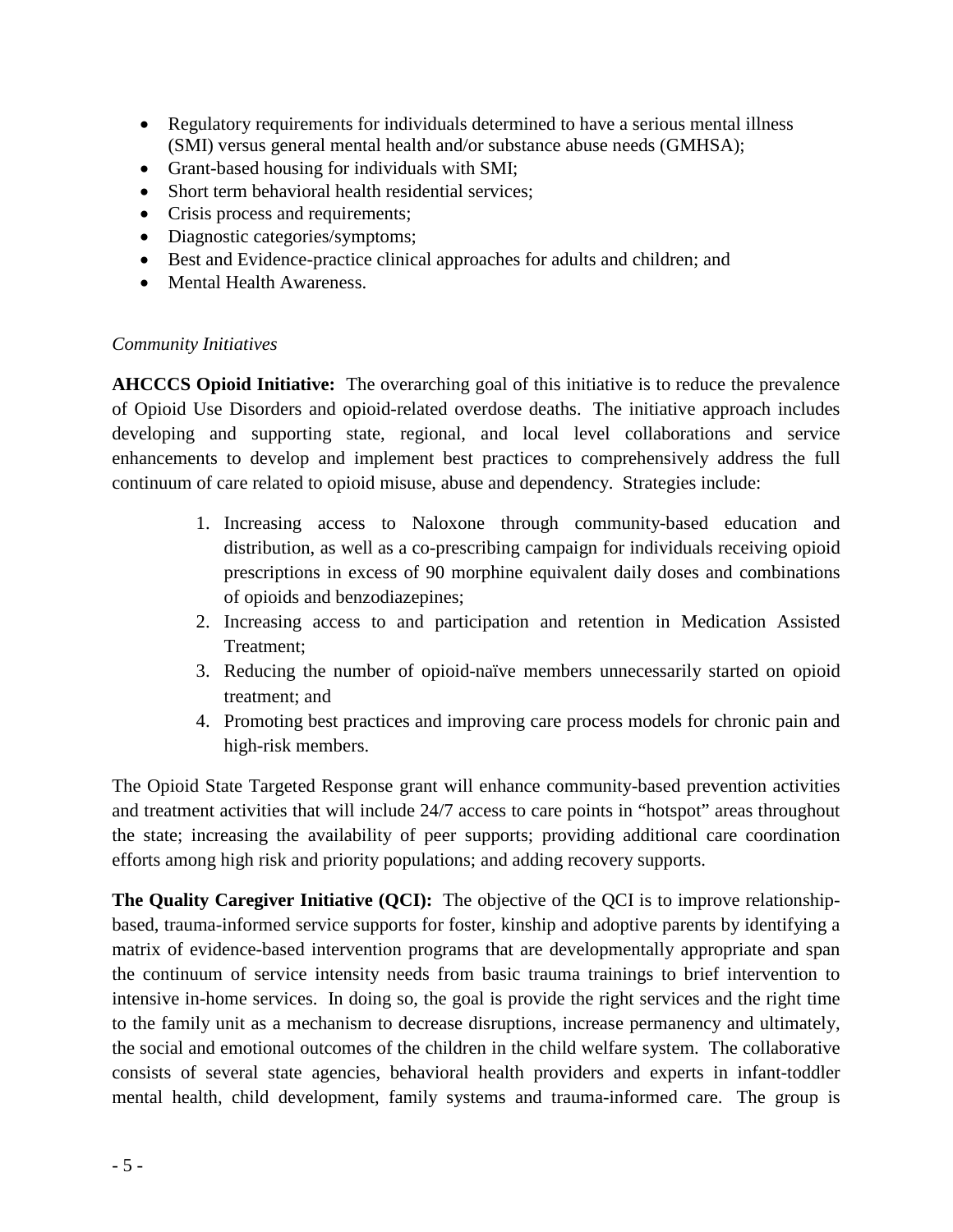- Regulatory requirements for individuals determined to have a serious mental illness (SMI) versus general mental health and/or substance abuse needs (GMHSA);
- Grant-based housing for individuals with SMI;
- Short term behavioral health residential services;
- Crisis process and requirements;
- Diagnostic categories/symptoms;
- Best and Evidence-practice clinical approaches for adults and children; and
- Mental Health Awareness.

*Community Initiatives*

**AHCCCS Opioid Initiative:** The overarching goal of this initiative is to reduce the prevalence of Opioid Use Disorders and opioid-related overdose deaths. The initiative approach includes developing and supporting state, regional, and local level collaborations and service enhancements to develop and implement best practices to comprehensively address the full continuum of care related to opioid misuse, abuse and dependency. Strategies include:

1. Increasing access to Naloxone through community-based education and distribution, as well as a co-prescribing campaign for individuals receiving opioid prescriptions in excess of 90 morphine equivalent daily doses and combinations of opioids and benzodiazepines;
2. Increasing access to and participation and retention in Medication Assisted Treatment;
3. Reducing the number of opioid-naïve members unnecessarily started on opioid treatment; and
4. Promoting best practices and improving care process models for chronic pain and high-risk members.

The Opioid State Targeted Response grant will enhance community-based prevention activities and treatment activities that will include 24/7 access to care points in "hotspot" areas throughout the state; increasing the availability of peer supports; providing additional care coordination efforts among high risk and priority populations; and adding recovery supports.

**The Quality Caregiver Initiative (QCI):** The objective of the QCI is to improve relationship-based, trauma-informed service supports for foster, kinship and adoptive parents by identifying a matrix of evidence-based intervention programs that are developmentally appropriate and span the continuum of service intensity needs from basic trauma trainings to brief intervention to intensive in-home services. In doing so, the goal is provide the right services and the right time to the family unit as a mechanism to decrease disruptions, increase permanency and ultimately, the social and emotional outcomes of the children in the child welfare system. The collaborative consists of several state agencies, behavioral health providers and experts in infant-toddler mental health, child development, family systems and trauma-informed care. The group is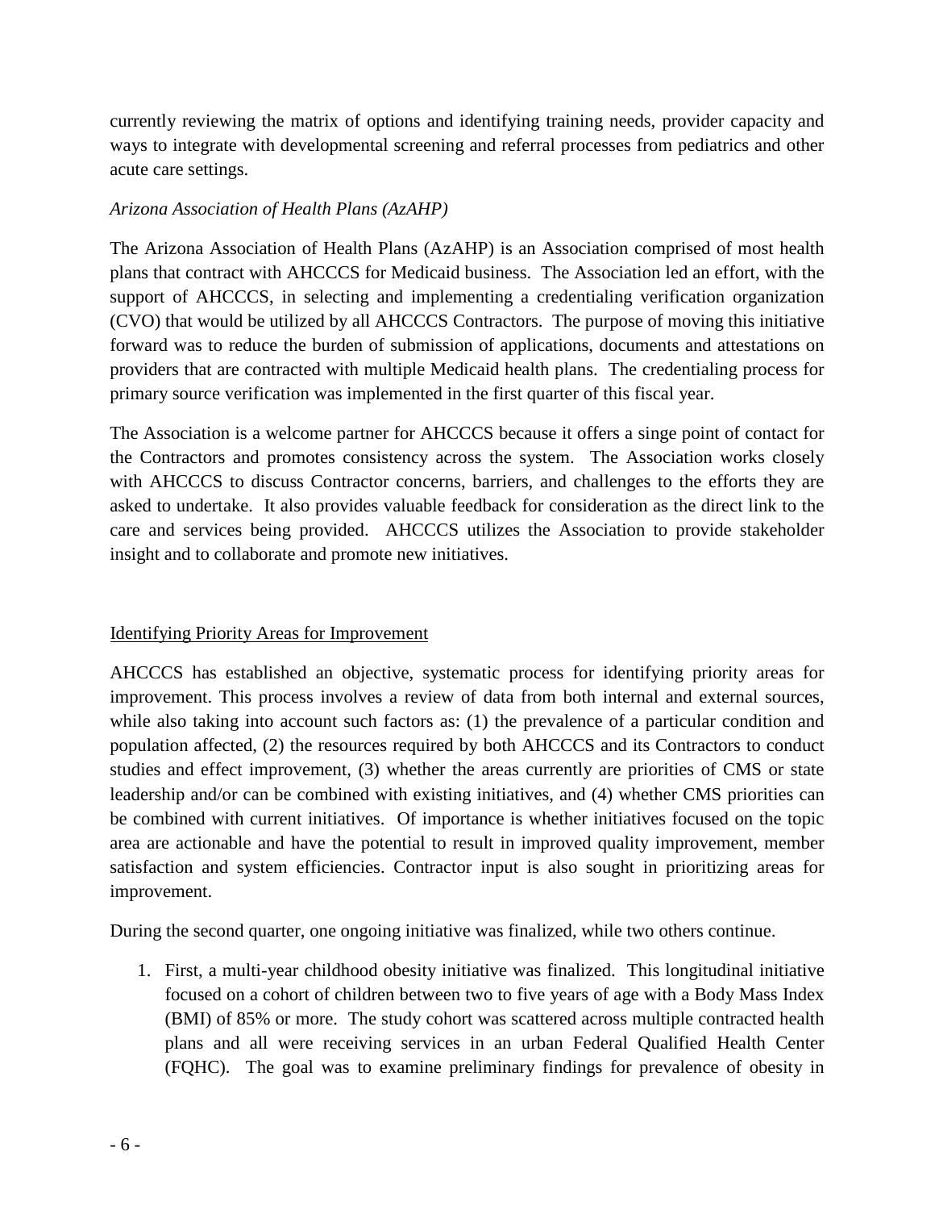currently reviewing the matrix of options and identifying training needs, provider capacity and ways to integrate with developmental screening and referral processes from pediatrics and other acute care settings.

*Arizona Association of Health Plans (AzAHP)*

The Arizona Association of Health Plans (AzAHP) is an Association comprised of most health plans that contract with AHCCCS for Medicaid business. The Association led an effort, with the support of AHCCCS, in selecting and implementing a credentialing verification organization (CVO) that would be utilized by all AHCCCS Contractors. The purpose of moving this initiative forward was to reduce the burden of submission of applications, documents and attestations on providers that are contracted with multiple Medicaid health plans. The credentialing process for primary source verification was implemented in the first quarter of this fiscal year.

The Association is a welcome partner for AHCCCS because it offers a singe point of contact for the Contractors and promotes consistency across the system. The Association works closely with AHCCCS to discuss Contractor concerns, barriers, and challenges to the efforts they are asked to undertake. It also provides valuable feedback for consideration as the direct link to the care and services being provided. AHCCCS utilizes the Association to provide stakeholder insight and to collaborate and promote new initiatives.

<u>Identifying Priority Areas for Improvement</u>

AHCCCS has established an objective, systematic process for identifying priority areas for improvement. This process involves a review of data from both internal and external sources, while also taking into account such factors as: (1) the prevalence of a particular condition and population affected, (2) the resources required by both AHCCCS and its Contractors to conduct studies and effect improvement, (3) whether the areas currently are priorities of CMS or state leadership and/or can be combined with existing initiatives, and (4) whether CMS priorities can be combined with current initiatives. Of importance is whether initiatives focused on the topic area are actionable and have the potential to result in improved quality improvement, member satisfaction and system efficiencies. Contractor input is also sought in prioritizing areas for improvement.

During the second quarter, one ongoing initiative was finalized, while two others continue.

1. First, a multi-year childhood obesity initiative was finalized. This longitudinal initiative focused on a cohort of children between two to five years of age with a Body Mass Index (BMI) of 85% or more. The study cohort was scattered across multiple contracted health plans and all were receiving services in an urban Federal Qualified Health Center (FQHC). The goal was to examine preliminary findings for prevalence of obesity in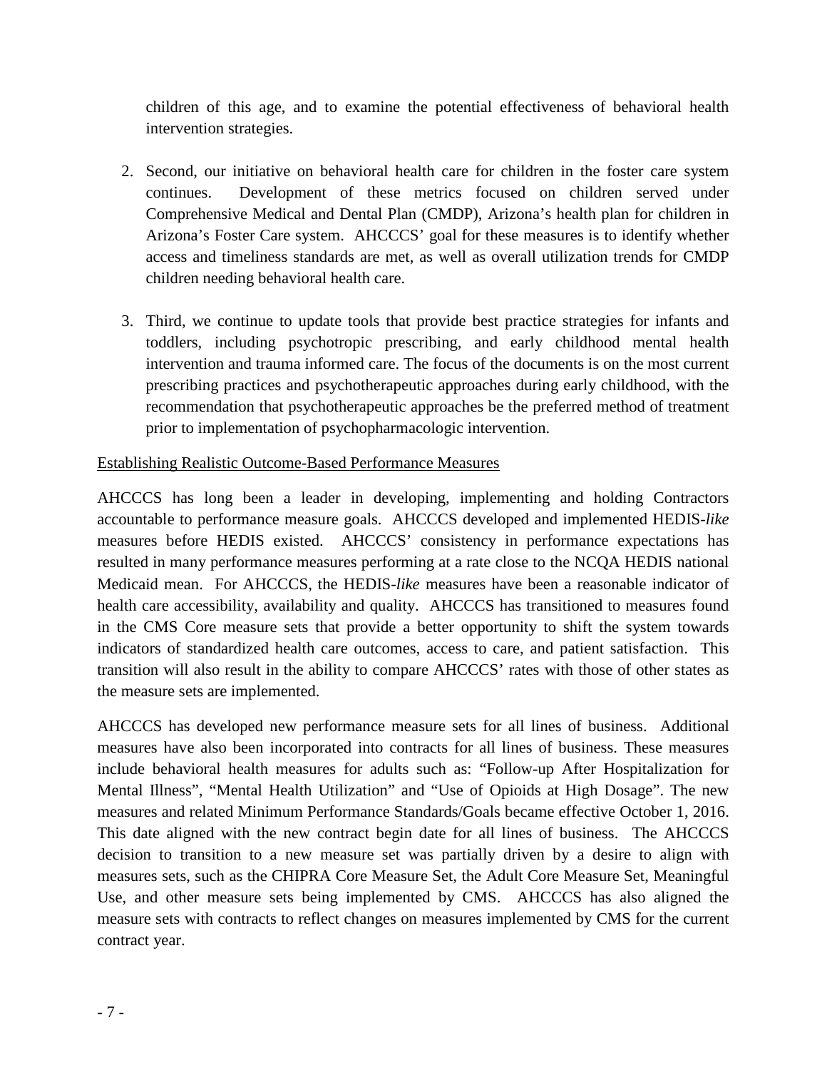children of this age, and to examine the potential effectiveness of behavioral health intervention strategies.

2. Second, our initiative on behavioral health care for children in the foster care system continues. Development of these metrics focused on children served under Comprehensive Medical and Dental Plan (CMDP), Arizona's health plan for children in Arizona's Foster Care system. AHCCCS' goal for these measures is to identify whether access and timeliness standards are met, as well as overall utilization trends for CMDP children needing behavioral health care.

3. Third, we continue to update tools that provide best practice strategies for infants and toddlers, including psychotropic prescribing, and early childhood mental health intervention and trauma informed care. The focus of the documents is on the most current prescribing practices and psychotherapeutic approaches during early childhood, with the recommendation that psychotherapeutic approaches be the preferred method of treatment prior to implementation of psychopharmacologic intervention.

<u>Establishing Realistic Outcome-Based Performance Measures</u>

AHCCCS has long been a leader in developing, implementing and holding Contractors accountable to performance measure goals. AHCCCS developed and implemented HEDIS-*like* measures before HEDIS existed. AHCCCS' consistency in performance expectations has resulted in many performance measures performing at a rate close to the NCQA HEDIS national Medicaid mean. For AHCCCS, the HEDIS-*like* measures have been a reasonable indicator of health care accessibility, availability and quality. AHCCCS has transitioned to measures found in the CMS Core measure sets that provide a better opportunity to shift the system towards indicators of standardized health care outcomes, access to care, and patient satisfaction. This transition will also result in the ability to compare AHCCCS' rates with those of other states as the measure sets are implemented.

AHCCCS has developed new performance measure sets for all lines of business. Additional measures have also been incorporated into contracts for all lines of business. These measures include behavioral health measures for adults such as: "Follow-up After Hospitalization for Mental Illness", "Mental Health Utilization" and "Use of Opioids at High Dosage". The new measures and related Minimum Performance Standards/Goals became effective October 1, 2016. This date aligned with the new contract begin date for all lines of business. The AHCCCS decision to transition to a new measure set was partially driven by a desire to align with measures sets, such as the CHIPRA Core Measure Set, the Adult Core Measure Set, Meaningful Use, and other measure sets being implemented by CMS. AHCCCS has also aligned the measure sets with contracts to reflect changes on measures implemented by CMS for the current contract year.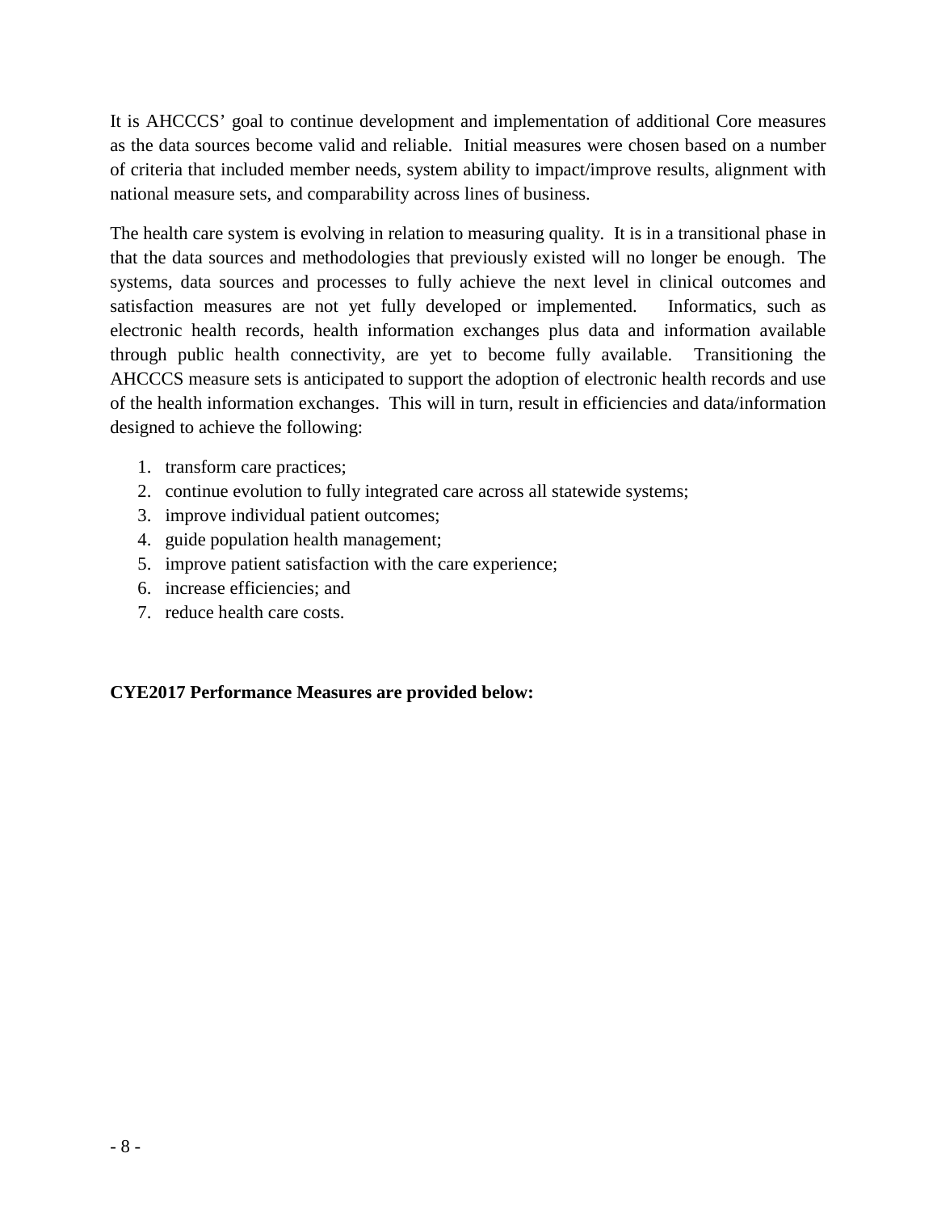It is AHCCCS' goal to continue development and implementation of additional Core measures as the data sources become valid and reliable. Initial measures were chosen based on a number of criteria that included member needs, system ability to impact/improve results, alignment with national measure sets, and comparability across lines of business.

The health care system is evolving in relation to measuring quality. It is in a transitional phase in that the data sources and methodologies that previously existed will no longer be enough. The systems, data sources and processes to fully achieve the next level in clinical outcomes and satisfaction measures are not yet fully developed or implemented. Informatics, such as electronic health records, health information exchanges plus data and information available through public health connectivity, are yet to become fully available. Transitioning the AHCCCS measure sets is anticipated to support the adoption of electronic health records and use of the health information exchanges. This will in turn, result in efficiencies and data/information designed to achieve the following:

1. transform care practices;
2. continue evolution to fully integrated care across all statewide systems;
3. improve individual patient outcomes;
4. guide population health management;
5. improve patient satisfaction with the care experience;
6. increase efficiencies; and
7. reduce health care costs.

**CYE2017 Performance Measures are provided below:**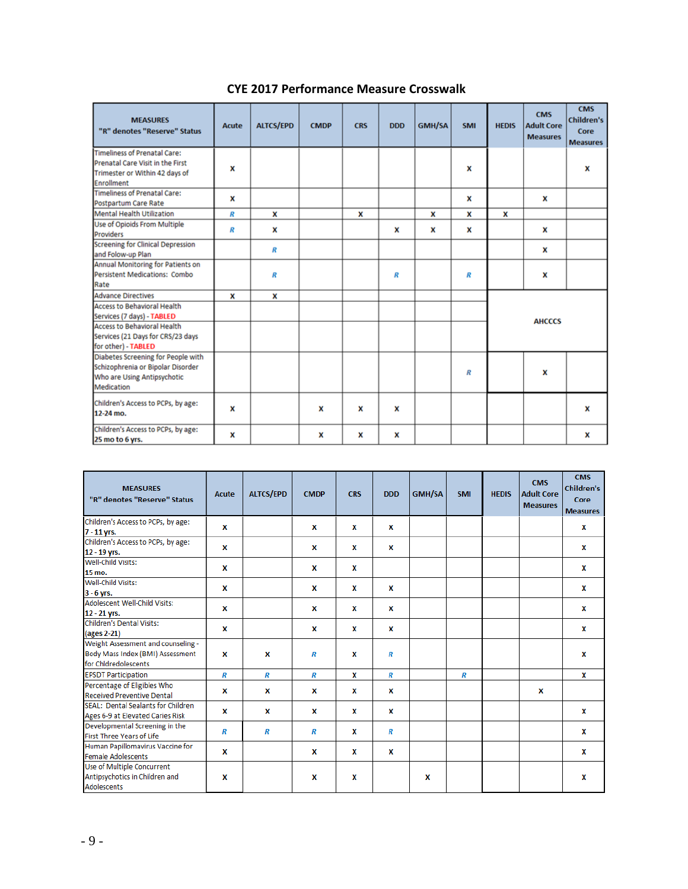# CYE 2017 Performance Measure Crosswalk

| MEASURES "R" denotes "Reserve" Status | Acute | ALTCS/EPD | CMDP | CRS | DDD | GMH/SA | SMI | HEDIS | CMS Adult Core Measures | CMS Children's Core Measures |
|---|---|---|---|---|---|---|---|---|---|---|
| Timeliness of Prenatal Care: Prenatal Care Visit in the First Trimester or Within 42 days of Enrollment | X | | | | | | X | | | X |
| Timeliness of Prenatal Care: Postpartum Care Rate | X | | | | | | X | | X | |
| Mental Health Utilization | R | X | | X | | X | X | X | | |
| Use of Opioids From Multiple Providers | R | X | | | X | X | X | | X | |
| Screening for Clinical Depression and Folow-up Plan | | R | | | | | | | X | |
| Annual Monitoring for Patients on Persistent Medications: Combo Rate | | R | | | R | | R | | X | |
| Advance Directives | X | X | | | | | | AHCCCS | | |
| Access to Behavioral Health Services (7 days) - TABLED | | | | | | | | AHCCCS | | |
| Access to Behavioral Health Services (21 Days for CRS/23 days for other) - TABLED | | | | | | | | AHCCCS | | |
| Diabetes Screening for People with Schizophrenia or Bipolar Disorder Who are Using Antipsychotic Medication | | | | | | | R | | X | |
| Children's Access to PCPs, by age: **12-24 mo.** | X | | X | X | X | | | | | X |
| Children's Access to PCPs, by age: **25 mo to 6 yrs.** | X | | X | X | X | | | | | X |

| MEASURES "R" denotes "Reserve" Status | Acute | ALTCS/EPD | CMDP | CRS | DDD | GMH/SA | SMI | HEDIS | CMS Adult Core Measures | CMS Children's Core Measures |
|---|---|---|---|---|---|---|---|---|---|---|
| Children's Access to PCPs, by age: **7 - 11 yrs.** | X | | X | X | X | | | | | X |
| Children's Access to PCPs, by age: **12 - 19 yrs.** | X | | X | X | X | | | | | X |
| Well-Child Visits: **15 mo.** | X | | X | X | | | | | | X |
| Well-Child Visits: **3 - 6 yrs.** | X | | X | X | X | | | | | X |
| Adolescent Well-Child Visits: **12 - 21 yrs.** | X | | X | X | X | | | | | X |
| Children's Dental Visits: (ages 2-21) | X | | X | X | X | | | | | X |
| Weight Assessment and counseling - Body Mass Index (BMI) Assessment for Chldredolescents | X | X | R | X | R | | | | | X |
| EPSDT Participation | R | R | R | X | R | | R | | | X |
| Percentage of Eligibles Who Received Preventive Dental | X | X | X | X | X | | | | X | |
| SEAL: Dental Sealants for Children Ages 6-9 at Elevated Caries Risk | X | X | X | X | X | | | | | X |
| Developmental Screening in the First Three Years of Life | R | R | R | X | R | | | | | X |
| Human Papillomavirus Vaccine for Female Adolescents | X | | X | X | X | | | | | X |
| Use of Multiple Concurrent Antipsychotics in Children and Adolescents | X | | X | X | | X | | | | X |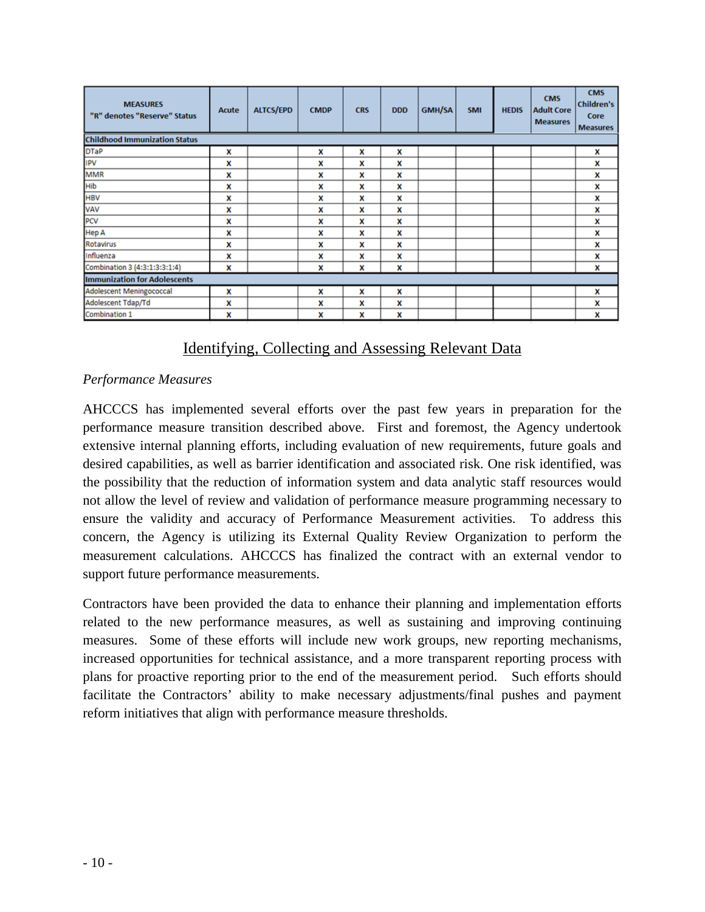| MEASURES "R" denotes "Reserve" Status | Acute | ALTCS/EPD | CMDP | CRS | DDD | GMH/SA | SMI | HEDIS | CMS Adult Core Measures | CMS Children's Core Measures |
|---|---|---|---|---|---|---|---|---|---|---|
| **Childhood Immunization Status** | | | | | | | | | | |
| DTaP | x | | x | x | x | | | | | x |
| IPV | x | | x | x | x | | | | | x |
| MMR | x | | x | x | x | | | | | x |
| Hib | x | | x | x | x | | | | | x |
| HBV | x | | x | x | x | | | | | x |
| VAV | x | | x | x | x | | | | | x |
| PCV | x | | x | x | x | | | | | x |
| Hep A | x | | x | x | x | | | | | x |
| Rotavirus | x | | x | x | x | | | | | x |
| Influenza | x | | x | x | x | | | | | x |
| Combination 3 (4:3:1:3:3:1:4) | x | | x | x | x | | | | | x |
| **Immunization for Adolescents** | | | | | | | | | | |
| Adolescent Meningococcal | x | | x | x | x | | | | | x |
| Adolescent Tdap/Td | x | | x | x | x | | | | | x |
| Combination 1 | x | | x | x | x | | | | | x |

## Identifying, Collecting and Assessing Relevant Data

*Performance Measures*

AHCCCS has implemented several efforts over the past few years in preparation for the performance measure transition described above. First and foremost, the Agency undertook extensive internal planning efforts, including evaluation of new requirements, future goals and desired capabilities, as well as barrier identification and associated risk. One risk identified, was the possibility that the reduction of information system and data analytic staff resources would not allow the level of review and validation of performance measure programming necessary to ensure the validity and accuracy of Performance Measurement activities. To address this concern, the Agency is utilizing its External Quality Review Organization to perform the measurement calculations. AHCCCS has finalized the contract with an external vendor to support future performance measurements.

Contractors have been provided the data to enhance their planning and implementation efforts related to the new performance measures, as well as sustaining and improving continuing measures. Some of these efforts will include new work groups, new reporting mechanisms, increased opportunities for technical assistance, and a more transparent reporting process with plans for proactive reporting prior to the end of the measurement period. Such efforts should facilitate the Contractors' ability to make necessary adjustments/final pushes and payment reform initiatives that align with performance measure thresholds.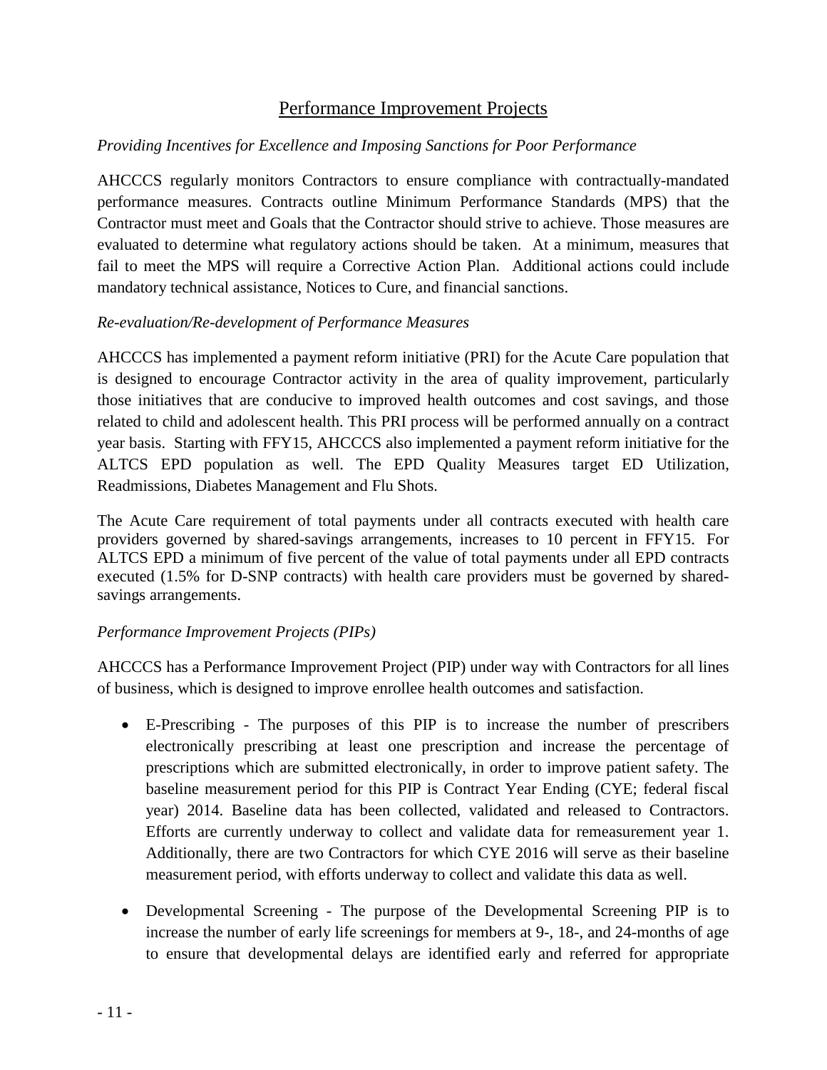## Performance Improvement Projects

*Providing Incentives for Excellence and Imposing Sanctions for Poor Performance*

AHCCCS regularly monitors Contractors to ensure compliance with contractually-mandated performance measures. Contracts outline Minimum Performance Standards (MPS) that the Contractor must meet and Goals that the Contractor should strive to achieve. Those measures are evaluated to determine what regulatory actions should be taken. At a minimum, measures that fail to meet the MPS will require a Corrective Action Plan. Additional actions could include mandatory technical assistance, Notices to Cure, and financial sanctions.

*Re-evaluation/Re-development of Performance Measures*

AHCCCS has implemented a payment reform initiative (PRI) for the Acute Care population that is designed to encourage Contractor activity in the area of quality improvement, particularly those initiatives that are conducive to improved health outcomes and cost savings, and those related to child and adolescent health. This PRI process will be performed annually on a contract year basis. Starting with FFY15, AHCCCS also implemented a payment reform initiative for the ALTCS EPD population as well. The EPD Quality Measures target ED Utilization, Readmissions, Diabetes Management and Flu Shots.

The Acute Care requirement of total payments under all contracts executed with health care providers governed by shared-savings arrangements, increases to 10 percent in FFY15. For ALTCS EPD a minimum of five percent of the value of total payments under all EPD contracts executed (1.5% for D-SNP contracts) with health care providers must be governed by shared-savings arrangements.

*Performance Improvement Projects (PIPs)*

AHCCCS has a Performance Improvement Project (PIP) under way with Contractors for all lines of business, which is designed to improve enrollee health outcomes and satisfaction.

- E-Prescribing - The purposes of this PIP is to increase the number of prescribers electronically prescribing at least one prescription and increase the percentage of prescriptions which are submitted electronically, in order to improve patient safety. The baseline measurement period for this PIP is Contract Year Ending (CYE; federal fiscal year) 2014. Baseline data has been collected, validated and released to Contractors. Efforts are currently underway to collect and validate data for remeasurement year 1. Additionally, there are two Contractors for which CYE 2016 will serve as their baseline measurement period, with efforts underway to collect and validate this data as well.

- Developmental Screening - The purpose of the Developmental Screening PIP is to increase the number of early life screenings for members at 9-, 18-, and 24-months of age to ensure that developmental delays are identified early and referred for appropriate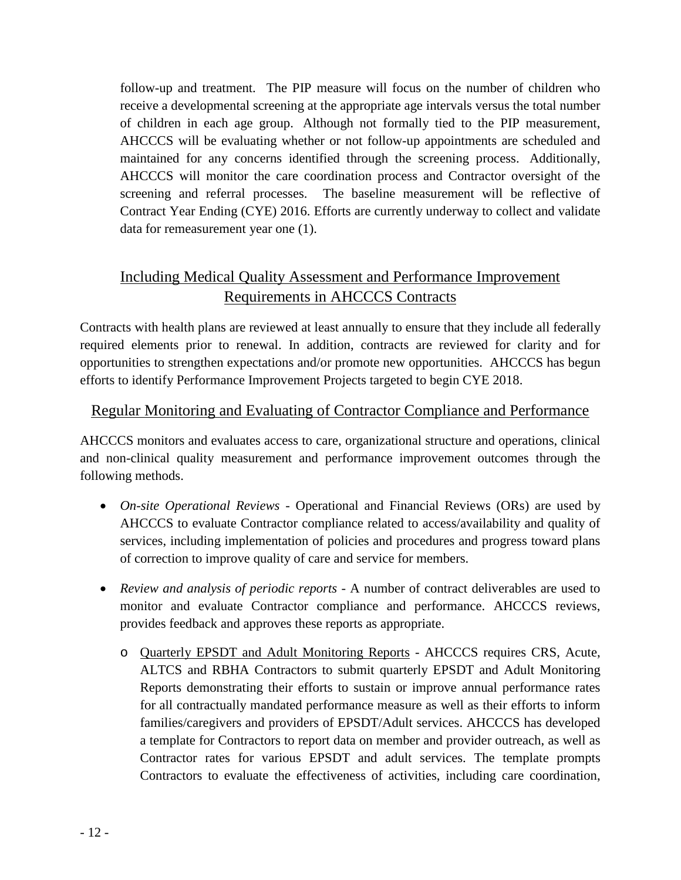follow-up and treatment. The PIP measure will focus on the number of children who receive a developmental screening at the appropriate age intervals versus the total number of children in each age group. Although not formally tied to the PIP measurement, AHCCCS will be evaluating whether or not follow-up appointments are scheduled and maintained for any concerns identified through the screening process. Additionally, AHCCCS will monitor the care coordination process and Contractor oversight of the screening and referral processes. The baseline measurement will be reflective of Contract Year Ending (CYE) 2016. Efforts are currently underway to collect and validate data for remeasurement year one (1).

## Including Medical Quality Assessment and Performance Improvement Requirements in AHCCCS Contracts

Contracts with health plans are reviewed at least annually to ensure that they include all federally required elements prior to renewal. In addition, contracts are reviewed for clarity and for opportunities to strengthen expectations and/or promote new opportunities. AHCCCS has begun efforts to identify Performance Improvement Projects targeted to begin CYE 2018.

## Regular Monitoring and Evaluating of Contractor Compliance and Performance

AHCCCS monitors and evaluates access to care, organizational structure and operations, clinical and non-clinical quality measurement and performance improvement outcomes through the following methods.

- *On-site Operational Reviews* - Operational and Financial Reviews (ORs) are used by AHCCCS to evaluate Contractor compliance related to access/availability and quality of services, including implementation of policies and procedures and progress toward plans of correction to improve quality of care and service for members.

- *Review and analysis of periodic reports* - A number of contract deliverables are used to monitor and evaluate Contractor compliance and performance. AHCCCS reviews, provides feedback and approves these reports as appropriate.

  - Quarterly EPSDT and Adult Monitoring Reports - AHCCCS requires CRS, Acute, ALTCS and RBHA Contractors to submit quarterly EPSDT and Adult Monitoring Reports demonstrating their efforts to sustain or improve annual performance rates for all contractually mandated performance measure as well as their efforts to inform families/caregivers and providers of EPSDT/Adult services. AHCCCS has developed a template for Contractors to report data on member and provider outreach, as well as Contractor rates for various EPSDT and adult services. The template prompts Contractors to evaluate the effectiveness of activities, including care coordination,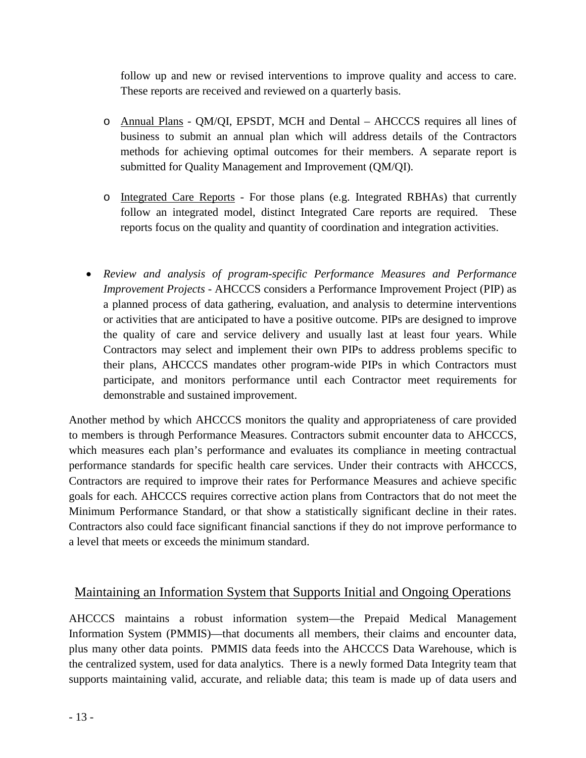follow up and new or revised interventions to improve quality and access to care. These reports are received and reviewed on a quarterly basis.

  - Annual Plans - QM/QI, EPSDT, MCH and Dental – AHCCCS requires all lines of business to submit an annual plan which will address details of the Contractors methods for achieving optimal outcomes for their members. A separate report is submitted for Quality Management and Improvement (QM/QI).

  - Integrated Care Reports - For those plans (e.g. Integrated RBHAs) that currently follow an integrated model, distinct Integrated Care reports are required. These reports focus on the quality and quantity of coordination and integration activities.

- *Review and analysis of program-specific Performance Measures and Performance Improvement Projects* - AHCCCS considers a Performance Improvement Project (PIP) as a planned process of data gathering, evaluation, and analysis to determine interventions or activities that are anticipated to have a positive outcome. PIPs are designed to improve the quality of care and service delivery and usually last at least four years. While Contractors may select and implement their own PIPs to address problems specific to their plans, AHCCCS mandates other program-wide PIPs in which Contractors must participate, and monitors performance until each Contractor meet requirements for demonstrable and sustained improvement.

Another method by which AHCCCS monitors the quality and appropriateness of care provided to members is through Performance Measures. Contractors submit encounter data to AHCCCS, which measures each plan's performance and evaluates its compliance in meeting contractual performance standards for specific health care services. Under their contracts with AHCCCS, Contractors are required to improve their rates for Performance Measures and achieve specific goals for each. AHCCCS requires corrective action plans from Contractors that do not meet the Minimum Performance Standard, or that show a statistically significant decline in their rates. Contractors also could face significant financial sanctions if they do not improve performance to a level that meets or exceeds the minimum standard.

## Maintaining an Information System that Supports Initial and Ongoing Operations

AHCCCS maintains a robust information system—the Prepaid Medical Management Information System (PMMIS)—that documents all members, their claims and encounter data, plus many other data points. PMMIS data feeds into the AHCCCS Data Warehouse, which is the centralized system, used for data analytics. There is a newly formed Data Integrity team that supports maintaining valid, accurate, and reliable data; this team is made up of data users and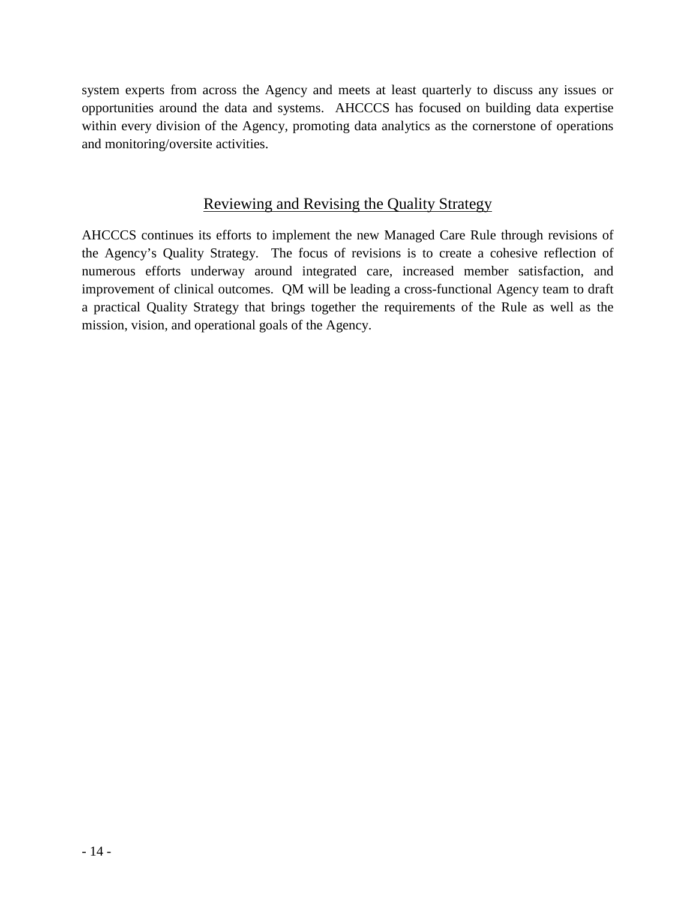system experts from across the Agency and meets at least quarterly to discuss any issues or opportunities around the data and systems. AHCCCS has focused on building data expertise within every division of the Agency, promoting data analytics as the cornerstone of operations and monitoring/oversite activities.

## Reviewing and Revising the Quality Strategy

AHCCCS continues its efforts to implement the new Managed Care Rule through revisions of the Agency's Quality Strategy. The focus of revisions is to create a cohesive reflection of numerous efforts underway around integrated care, increased member satisfaction, and improvement of clinical outcomes. QM will be leading a cross-functional Agency team to draft a practical Quality Strategy that brings together the requirements of the Rule as well as the mission, vision, and operational goals of the Agency.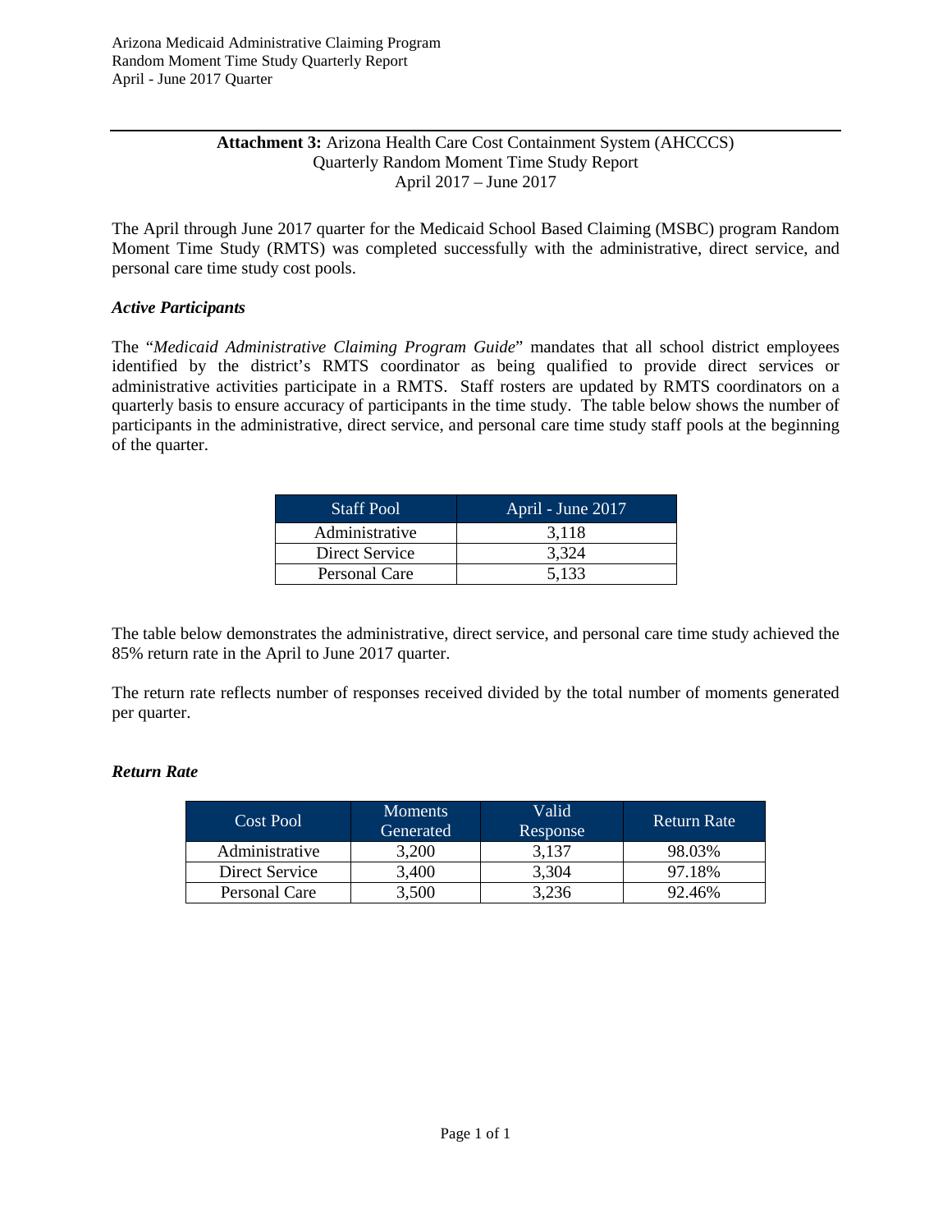**Attachment 3:** Arizona Health Care Cost Containment System (AHCCCS)
Quarterly Random Moment Time Study Report
April 2017 – June 2017

The April through June 2017 quarter for the Medicaid School Based Claiming (MSBC) program Random Moment Time Study (RMTS) was completed successfully with the administrative, direct service, and personal care time study cost pools.

### *Active Participants*

The "*Medicaid Administrative Claiming Program Guide*" mandates that all school district employees identified by the district's RMTS coordinator as being qualified to provide direct services or administrative activities participate in a RMTS. Staff rosters are updated by RMTS coordinators on a quarterly basis to ensure accuracy of participants in the time study. The table below shows the number of participants in the administrative, direct service, and personal care time study staff pools at the beginning of the quarter.

| Staff Pool | April - June 2017 |
|---|---|
| Administrative | 3,118 |
| Direct Service | 3,324 |
| Personal Care | 5,133 |

The table below demonstrates the administrative, direct service, and personal care time study achieved the 85% return rate in the April to June 2017 quarter.

The return rate reflects number of responses received divided by the total number of moments generated per quarter.

### *Return Rate*

| Cost Pool | Moments Generated | Valid Response | Return Rate |
|---|---|---|---|
| Administrative | 3,200 | 3,137 | 98.03% |
| Direct Service | 3,400 | 3,304 | 97.18% |
| Personal Care | 3,500 | 3,236 | 92.46% |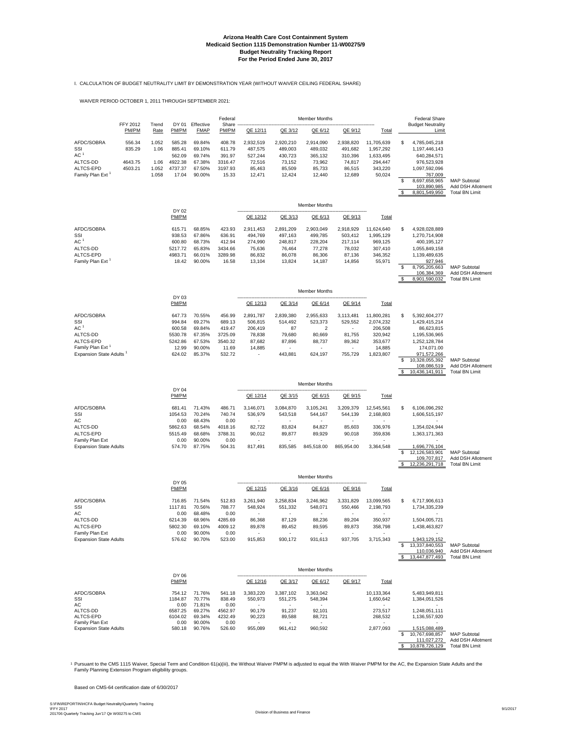# Arizona Health Care Cost Containment System
## Medicaid Section 1115 Demonstration Number 11-W00275/9
## Budget Neutrality Tracking Report
## For the Period Ended June 30, 2017

I. CALCULATION OF BUDGET NEUTRALITY LIMIT BY DEMONSTRATION YEAR (WITHOUT WAIVER CEILING FEDERAL SHARE)

WAIVER PERIOD OCTOBER 1, 2011 THROUGH SEPTEMBER 2021:

| | FFY 2012 PM/PM | Trend Rate | DY 01 PM/PM | Effective FMAP | Federal Share PM/PM | Member Months QE 12/11 | QE 3/12 | QE 6/12 | QE 9/12 | Total | Federal Share Budget Neutrality Limit | |
|---|---|---|---|---|---|---|---|---|---|---|---|---|
| AFDC/SOBRA | 556.34 | 1.052 | 585.28 | 69.84% | 408.78 | 2,932,519 | 2,920,210 | 2,914,090 | 2,938,820 | 11,705,639 | $ 4,785,045,218 | |
| SSI | 835.29 | 1.06 | 885.41 | 69.10% | 611.79 | 487,575 | 489,003 | 489,032 | 491,682 | 1,957,292 | 1,197,446,143 | |
| AC [1] | | | 562.09 | 69.74% | 391.97 | 527,244 | 430,723 | 365,132 | 310,396 | 1,633,495 | 640,284,571 | |
| ALTCS-DD | 4643.75 | 1.06 | 4922.38 | 67.38% | 3316.47 | 72,516 | 73,152 | 73,962 | 74,817 | 294,447 | 976,523,928 | |
| ALTCS-EPD | 4503.21 | 1.052 | 4737.37 | 67.50% | 3197.93 | 85,463 | 85,509 | 85,733 | 86,515 | 343,220 | 1,097,592,096 | |
| Family Plan Ext [1] | | 1.058 | 17.04 | 90.00% | 15.33 | 12,471 | 12,424 | 12,440 | 12,689 | 50,024 | 767,009 | |
| | | | | | | | | | | | $ 8,697,658,965 | MAP Subtotal |
| | | | | | | | | | | | 103,890,985 | Add DSH Allotment |
| | | | | | | | | | | | $ 8,801,549,950 | Total BN Limit |

| | DY 02 PM/PM | Effective FMAP | Federal Share PM/PM | Member Months QE 12/12 | QE 3/13 | QE 6/13 | QE 9/13 | Total | Federal Share Budget Neutrality Limit | |
|---|---|---|---|---|---|---|---|---|---|---|
| AFDC/SOBRA | 615.71 | 68.85% | 423.93 | 2,911,453 | 2,891,209 | 2,903,049 | 2,918,929 | 11,624,640 | $ 4,928,028,889 | |
| SSI | 938.53 | 67.86% | 636.91 | 494,769 | 497,163 | 499,785 | 503,412 | 1,995,129 | 1,270,714,908 | |
| AC [1] | 600.80 | 68.73% | 412.94 | 274,990 | 248,817 | 228,204 | 217,114 | 969,125 | 400,195,127 | |
| ALTCS-DD | 5217.72 | 65.83% | 3434.66 | 75,636 | 76,464 | 77,278 | 78,032 | 307,410 | 1,055,849,158 | |
| ALTCS-EPD | 4983.71 | 66.01% | 3289.98 | 86,832 | 86,078 | 86,306 | 87,136 | 346,352 | 1,139,489,635 | |
| Family Plan Ext [1] | 18.42 | 90.00% | 16.58 | 13,104 | 13,824 | 14,187 | 14,856 | 55,971 | 927,946 | |
| | | | | | | | | | $ 8,795,205,663 | MAP Subtotal |
| | | | | | | | | | 106,384,369 | Add DSH Allotment |
| | | | | | | | | | $ 8,901,590,032 | Total BN Limit |

| | DY 03 PM/PM | Effective FMAP | Federal Share PM/PM | Member Months QE 12/13 | QE 3/14 | QE 6/14 | QE 9/14 | Total | Federal Share Budget Neutrality Limit | |
|---|---|---|---|---|---|---|---|---|---|---|
| AFDC/SOBRA | 647.73 | 70.55% | 456.99 | 2,891,787 | 2,839,380 | 2,955,633 | 3,113,481 | 11,800,281 | $ 5,392,604,277 | |
| SSI | 994.84 | 69.27% | 689.13 | 506,815 | 514,492 | 523,373 | 529,552 | 2,074,232 | 1,429,415,214 | |
| AC [1] | 600.58 | 69.84% | 419.47 | 206,419 | 87 | 2 | - | 206,508 | 86,623,815 | |
| ALTCS-DD | 5530.78 | 67.35% | 3725.09 | 78,838 | 79,680 | 80,669 | 81,755 | 320,942 | 1,195,536,965 | |
| ALTCS-EPD | 5242.86 | 67.53% | 3540.32 | 87,682 | 87,896 | 88,737 | 89,362 | 353,677 | 1,252,128,784 | |
| Family Plan Ext [1] | 12.99 | 90.00% | 11.69 | 14,885 | - | - | - | 14,885 | 174,071.00 | |
| Expansion State Adults [1] | 624.02 | 85.37% | 532.72 | - | 443,881 | 624,197 | 755,729 | 1,823,807 | 971,572,266 | |
| | | | | | | | | | $ 10,328,055,392 | MAP Subtotal |
| | | | | | | | | | 108,086,519 | Add DSH Allotment |
| | | | | | | | | | $ 10,436,141,911 | Total BN Limit |

| | DY 04 PM/PM | Effective FMAP | Federal Share PM/PM | Member Months QE 12/14 | QE 3/15 | QE 6/15 | QE 9/15 | Total | Federal Share Budget Neutrality Limit | |
|---|---|---|---|---|---|---|---|---|---|---|
| AFDC/SOBRA | 681.41 | 71.43% | 486.71 | 3,146,071 | 3,084,870 | 3,105,241 | 3,209,379 | 12,545,561 | $ 6,106,096,292 | |
| SSI | 1054.53 | 70.24% | 740.74 | 536,979 | 543,518 | 544,167 | 544,139 | 2,168,803 | 1,606,515,197 | |
| AC | 0.00 | 68.43% | 0.00 | - | - | - | - | - | - | |
| ALTCS-DD | 5862.63 | 68.54% | 4018.16 | 82,722 | 83,824 | 84,827 | 85,603 | 336,976 | 1,354,024,944 | |
| ALTCS-EPD | 5515.49 | 68.68% | 3788.31 | 90,012 | 89,877 | 89,929 | 90,018 | 359,836 | 1,363,171,363 | |
| Family Plan Ext | 0.00 | 90.00% | 0.00 | - | - | - | - | - | - | |
| Expansion State Adults | 574.70 | 87.75% | 504.31 | 817,491 | 835,585 | 845,518.00 | 865,954.00 | 3,364,548 | 1,696,776,104 | |
| | | | | | | | | | $ 12,126,583,901 | MAP Subtotal |
| | | | | | | | | | 109,707,817 | Add DSH Allotment |
| | | | | | | | | | $ 12,236,291,718 | Total BN Limit |

| | DY 05 PM/PM | Effective FMAP | Federal Share PM/PM | Member Months QE 12/15 | QE 3/16 | QE 6/16 | QE 9/16 | Total | Federal Share Budget Neutrality Limit | |
|---|---|---|---|---|---|---|---|---|---|---|
| AFDC/SOBRA | 716.85 | 71.54% | 512.83 | 3,261,940 | 3,258,834 | 3,246,962 | 3,331,829 | 13,099,565 | $ 6,717,906,613 | |
| SSI | 1117.81 | 70.56% | 788.77 | 548,924 | 551,332 | 548,071 | 550,466 | 2,198,793 | 1,734,335,239 | |
| AC | 0.00 | 68.48% | 0.00 | - | - | - | - | - | - | |
| ALTCS-DD | 6214.39 | 68.96% | 4285.69 | 86,368 | 87,129 | 88,236 | 89,204 | 350,937 | 1,504,005,721 | |
| ALTCS-EPD | 5802.30 | 69.10% | 4009.12 | 89,878 | 89,452 | 89,595 | 89,873 | 358,798 | 1,438,463,827 | |
| Family Plan Ext | 0.00 | 90.00% | 0.00 | - | - | - | - | - | - | |
| Expansion State Adults | 576.62 | 90.70% | 523.00 | 915,853 | 930,172 | 931,613 | 937,705 | 3,715,343 | 1,943,129,152 | |
| | | | | | | | | | $ 13,337,840,553 | MAP Subtotal |
| | | | | | | | | | 110,036,940 | Add DSH Allotment |
| | | | | | | | | | $ 13,447,877,493 | Total BN Limit |

| | DY 06 PM/PM | Effective FMAP | Federal Share PM/PM | Member Months QE 12/16 | QE 3/17 | QE 6/17 | QE 9/17 | Total | Federal Share Budget Neutrality Limit | |
|---|---|---|---|---|---|---|---|---|---|---|
| AFDC/SOBRA | 754.12 | 71.76% | 541.18 | 3,383,220 | 3,387,102 | 3,363,042 | | 10,133,364 | 5,483,949,811 | |
| SSI | 1184.87 | 70.77% | 838.49 | 550,973 | 551,275 | 548,394 | | 1,650,642 | 1,384,051,526 | |
| AC | 0.00 | 71.81% | 0.00 | - | - | - | | - | - | |
| ALTCS-DD | 6587.25 | 69.27% | 4562.97 | 90,179 | 91,237 | 92,101 | | 273,517 | 1,248,051,111 | |
| ALTCS-EPD | 6104.02 | 69.34% | 4232.49 | 90,223 | 89,588 | 88,721 | | 268,532 | 1,136,557,920 | |
| Family Plan Ext | 0.00 | 90.00% | 0.00 | - | - | - | | - | - | |
| Expansion State Adults | 580.18 | 90.76% | 526.60 | 955,089 | 961,412 | 960,592 | | 2,877,093 | 1,515,088,489 | |
| | | | | | | | | | $ 10,767,698,857 | MAP Subtotal |
| | | | | | | | | | 111,027,272 | Add DSH Allotment |
| | | | | | | | | | $ 10,878,726,129 | Total BN Limit |

[1] Pursuant to the CMS 1115 Waiver, Special Term and Condition 61(a)(iii), the Without Waiver PMPM is adjusted to equal the With Waiver PMPM for the AC, the Expansion State Adults and the Family Planning Extension Program eligibility groups.

Based on CMS-64 certification date of 6/30/2017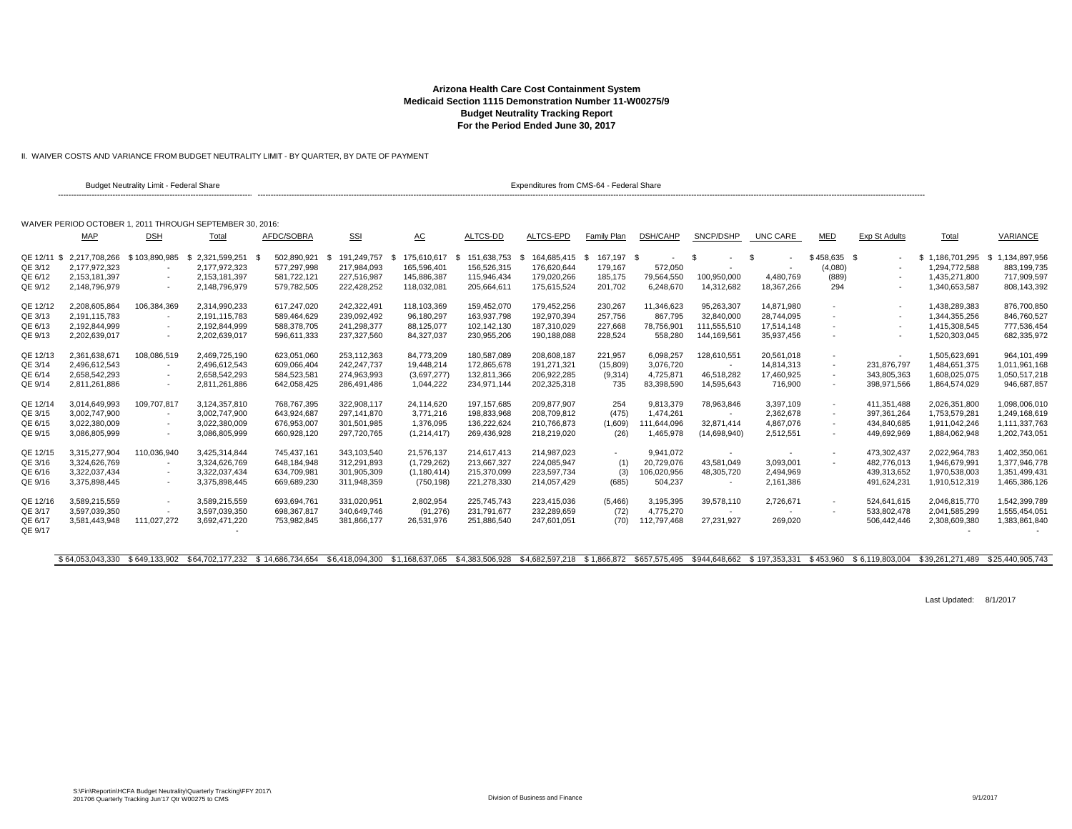**Arizona Health Care Cost Containment System**
**Medicaid Section 1115 Demonstration Number 11-W00275/9**
**Budget Neutrality Tracking Report**
**For the Period Ended June 30, 2017**

II. WAIVER COSTS AND VARIANCE FROM BUDGET NEUTRALITY LIMIT - BY QUARTER, BY DATE OF PAYMENT

Budget Neutrality Limit - Federal Share | Expenditures from CMS-64 - Federal Share

WAIVER PERIOD OCTOBER 1, 2011 THROUGH SEPTEMBER 30, 2016:

| | MAP | DSH | Total | AFDC/SOBRA | SSI | AC | ALTCS-DD | ALTCS-EPD | Family Plan | DSH/CAHP | SNCP/DSHP | UNC CARE | MED | Exp St Adults | Total | VARIANCE |
|---|---|---|---|---|---|---|---|---|---|---|---|---|---|---|---|---|
| QE 12/11 | $ 2,217,708,266 | $ 103,890,985 | $ 2,321,599,251 | $ 502,890,921 | $ 191,249,757 | $ 175,610,617 | $ 151,638,753 | $ 164,685,415 | $ 167,197 | $ - | $ - | $ - | $ 458,635 | $ - | $ 1,186,701,295 | $ 1,134,897,956 |
| QE 3/12 | 2,177,972,323 | - | 2,177,972,323 | 577,297,998 | 217,984,093 | 165,596,401 | 156,526,315 | 176,620,644 | 179,167 | 572,050 | - | - | (4,080) | - | 1,294,772,588 | 883,199,735 |
| QE 6/12 | 2,153,181,397 | - | 2,153,181,397 | 581,722,121 | 227,516,987 | 145,886,387 | 115,946,434 | 179,020,266 | 185,175 | 79,564,550 | 100,950,000 | 4,480,769 | (889) | - | 1,435,271,800 | 717,909,597 |
| QE 9/12 | 2,148,796,979 | - | 2,148,796,979 | 579,782,505 | 222,428,252 | 118,032,081 | 205,664,611 | 175,615,524 | 201,702 | 6,248,670 | 14,312,682 | 18,367,266 | 294 | - | 1,340,653,587 | 808,143,392 |
| QE 12/12 | 2,208,605,864 | 106,384,369 | 2,314,990,233 | 617,247,020 | 242,322,491 | 118,103,369 | 159,452,070 | 179,452,256 | 230,267 | 11,346,623 | 95,263,307 | 14,871,980 | - | - | 1,438,289,383 | 876,700,850 |
| QE 3/13 | 2,191,115,783 | - | 2,191,115,783 | 589,464,629 | 239,092,492 | 96,180,297 | 163,937,798 | 192,970,394 | 257,756 | 867,795 | 32,840,000 | 28,744,095 | - | - | 1,344,355,256 | 846,760,527 |
| QE 6/13 | 2,192,844,999 | - | 2,192,844,999 | 588,378,705 | 241,298,377 | 88,125,077 | 102,142,130 | 187,310,029 | 227,668 | 78,756,901 | 111,555,510 | 17,514,148 | - | - | 1,415,308,545 | 777,536,454 |
| QE 9/13 | 2,202,639,017 | - | 2,202,639,017 | 596,611,333 | 237,327,560 | 84,327,037 | 230,955,206 | 190,188,088 | 228,524 | 558,280 | 144,169,561 | 35,937,456 | - | - | 1,520,303,045 | 682,335,972 |
| QE 12/13 | 2,361,638,671 | 108,086,519 | 2,469,725,190 | 623,051,060 | 253,112,363 | 84,773,209 | 180,587,089 | 208,608,187 | 221,957 | 6,098,257 | 128,610,551 | 20,561,018 | - | - | 1,505,623,691 | 964,101,499 |
| QE 3/14 | 2,496,612,543 | - | 2,496,612,543 | 609,066,404 | 242,247,737 | 19,448,214 | 172,865,678 | 191,271,321 | (15,809) | 3,076,720 | - | 14,814,313 | - | 231,876,797 | 1,484,651,375 | 1,011,961,168 |
| QE 6/14 | 2,658,542,293 | - | 2,658,542,293 | 584,523,581 | 274,963,993 | (3,697,277) | 132,811,366 | 206,922,285 | (9,314) | 4,725,871 | 46,518,282 | 17,460,925 | - | 343,805,363 | 1,608,025,075 | 1,050,517,218 |
| QE 9/14 | 2,811,261,886 | - | 2,811,261,886 | 642,058,425 | 286,491,486 | 1,044,222 | 234,971,144 | 202,325,318 | 735 | 83,398,590 | 14,595,643 | 716,900 | - | 398,971,566 | 1,864,574,029 | 946,687,857 |
| QE 12/14 | 3,014,649,993 | 109,707,817 | 3,124,357,810 | 768,767,395 | 322,908,117 | 24,114,620 | 197,157,685 | 209,877,907 | 254 | 9,813,379 | 78,963,846 | 3,397,109 | - | 411,351,488 | 2,026,351,800 | 1,098,006,010 |
| QE 3/15 | 3,002,747,900 | - | 3,002,747,900 | 643,924,687 | 297,141,870 | 3,771,216 | 198,833,968 | 208,709,812 | (475) | 1,474,261 | - | 2,362,678 | - | 397,361,264 | 1,753,579,281 | 1,249,168,619 |
| QE 6/15 | 3,022,380,009 | - | 3,022,380,009 | 676,953,007 | 301,501,985 | 1,376,095 | 136,222,624 | 210,766,873 | (1,609) | 111,644,096 | 32,871,414 | 4,867,076 | - | 434,840,685 | 1,911,042,246 | 1,111,337,763 |
| QE 9/15 | 3,086,805,999 | - | 3,086,805,999 | 660,928,120 | 297,720,765 | (1,214,417) | 269,436,928 | 218,219,020 | (26) | 1,465,978 | (14,698,940) | 2,512,551 | - | 449,692,969 | 1,884,062,948 | 1,202,743,051 |
| QE 12/15 | 3,315,277,904 | 110,036,940 | 3,425,314,844 | 745,437,161 | 343,103,540 | 21,576,137 | 214,617,413 | 214,987,023 | - | 9,941,072 | - | - | - | 473,302,437 | 2,022,964,783 | 1,402,350,061 |
| QE 3/16 | 3,324,626,769 | - | 3,324,626,769 | 648,184,948 | 312,291,893 | (1,729,262) | 213,667,327 | 224,085,947 | (1) | 20,729,076 | 43,581,049 | 3,093,001 | - | 482,776,013 | 1,946,679,991 | 1,377,946,778 |
| QE 6/16 | 3,322,037,434 | - | 3,322,037,434 | 634,709,981 | 301,905,309 | (1,180,414) | 215,370,099 | 223,597,734 | (3) | 106,020,956 | 48,305,720 | 2,494,969 | | 439,313,652 | 1,970,538,003 | 1,351,499,431 |
| QE 9/16 | 3,375,898,445 | - | 3,375,898,445 | 669,689,230 | 311,948,359 | (750,198) | 221,278,330 | 214,057,429 | (685) | 504,237 | - | 2,161,386 | | 491,624,231 | 1,910,512,319 | 1,465,386,126 |
| QE 12/16 | 3,589,215,559 | - | 3,589,215,559 | 693,694,761 | 331,020,951 | 2,802,954 | 225,745,743 | 223,415,036 | (5,466) | 3,195,395 | 39,578,110 | 2,726,671 | - | 524,641,615 | 2,046,815,770 | 1,542,399,789 |
| QE 3/17 | 3,597,039,350 | - | 3,597,039,350 | 698,367,817 | 340,649,746 | (91,276) | 231,791,677 | 232,289,659 | (72) | 4,775,270 | - | - | - | 533,802,478 | 2,041,585,299 | 1,555,454,051 |
| QE 6/17 | 3,581,443,948 | 111,027,272 | 3,692,471,220 | 753,982,845 | 381,866,177 | 26,531,976 | 251,886,540 | 247,601,051 | (70) | 112,797,468 | 27,231,927 | 269,020 | | 506,442,446 | 2,308,609,380 | 1,383,861,840 |
| QE 9/17 | | | - | | | | | | | | | | | | - | - |
| | $ 64,053,043,330 | $ 649,133,902 | $ 64,702,177,232 | $ 14,686,734,654 | $ 6,418,094,300 | $ 1,168,637,065 | $ 4,383,506,928 | $ 4,682,597,218 | $ 1,866,872 | $ 657,575,495 | $ 944,648,662 | $ 197,353,331 | $ 453,960 | $ 6,119,803,004 | $ 39,261,271,489 | $ 25,440,905,743 |

Last Updated: 8/1/2017

S:\Fin\Reportin\HCFA Budget Neutrality\Quarterly Tracking\FFY 2017\201706 Quarterly Tracking Jun'17 Qtr W00275 to CMS

Division of Business and Finance

9/1/2017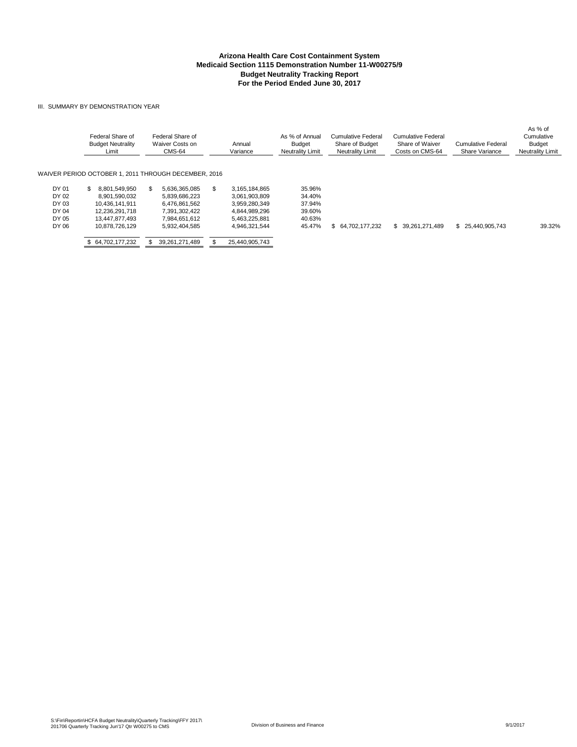**Arizona Health Care Cost Containment System**
**Medicaid Section 1115 Demonstration Number 11-W00275/9**
**Budget Neutrality Tracking Report**
**For the Period Ended June 30, 2017**

III. SUMMARY BY DEMONSTRATION YEAR

| | Federal Share of Budget Neutrality Limit | Federal Share of Waiver Costs on CMS-64 | Annual Variance | As % of Annual Budget Neutrality Limit | Cumulative Federal Share of Budget Neutrality Limit | Cumulative Federal Share of Waiver Costs on CMS-64 | Cumulative Federal Share Variance | As % of Cumulative Budget Neutrality Limit |
|---|---|---|---|---|---|---|---|---|
| WAIVER PERIOD OCTOBER 1, 2011 THROUGH DECEMBER, 2016 | | | | | | | | |
| DY 01 | $ 8,801,549,950 | $ 5,636,365,085 | $ 3,165,184,865 | 35.96% | | | | |
| DY 02 | 8,901,590,032 | 5,839,686,223 | 3,061,903,809 | 34.40% | | | | |
| DY 03 | 10,436,141,911 | 6,476,861,562 | 3,959,280,349 | 37.94% | | | | |
| DY 04 | 12,236,291,718 | 7,391,302,422 | 4,844,989,296 | 39.60% | | | | |
| DY 05 | 13,447,877,493 | 7,984,651,612 | 5,463,225,881 | 40.63% | | | | |
| DY 06 | 10,878,726,129 | 5,932,404,585 | 4,946,321,544 | 45.47% | $ 64,702,177,232 | $ 39,261,271,489 | $ 25,440,905,743 | 39.32% |
| | $ 64,702,177,232 | $ 39,261,271,489 | $ 25,440,905,743 | | | | | |

S:\Fin\Reportin\HCFA Budget Neutrality\Quarterly Tracking\FFY 2017\ 201706 Quarterly Tracking Jun'17 Qtr W00275 to CMS

Division of Business and Finance

9/1/2017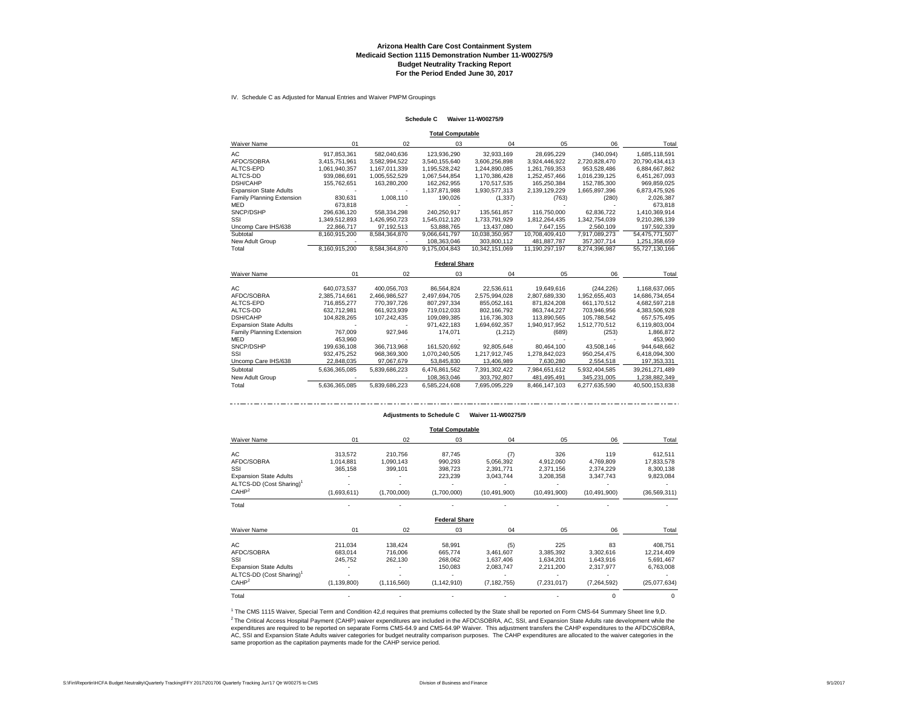# Arizona Health Care Cost Containment System
## Medicaid Section 1115 Demonstration Number 11-W00275/9
## Budget Neutrality Tracking Report
## For the Period Ended June 30, 2017

IV. Schedule C as Adjusted for Manual Entries and Waiver PMPM Groupings

**Schedule C Waiver 11-W00275/9**

**Total Computable**

| Waiver Name | 01 | 02 | 03 | 04 | 05 | 06 | Total |
|---|---|---|---|---|---|---|---|
| AC | 917,853,361 | 582,040,636 | 123,936,290 | 32,933,169 | 28,695,229 | (340,094) | 1,685,118,591 |
| AFDC/SOBRA | 3,415,751,961 | 3,582,994,522 | 3,540,155,640 | 3,606,256,898 | 3,924,446,922 | 2,720,828,470 | 20,790,434,413 |
| ALTCS-EPD | 1,061,940,357 | 1,167,011,339 | 1,195,528,242 | 1,244,890,085 | 1,261,769,353 | 953,528,486 | 6,884,667,862 |
| ALTCS-DD | 939,086,691 | 1,005,552,529 | 1,067,544,854 | 1,170,386,428 | 1,252,457,466 | 1,016,239,125 | 6,451,267,093 |
| DSH/CAHP | 155,762,651 | 163,280,200 | 162,262,955 | 170,517,535 | 165,250,384 | 152,785,300 | 969,859,025 |
| Expansion State Adults | - | - | 1,137,871,988 | 1,930,577,313 | 2,139,129,229 | 1,665,897,396 | 6,873,475,926 |
| Family Planning Extension | 830,631 | 1,008,110 | 190,026 | (1,337) | (763) | (280) | 2,026,387 |
| MED | 673,818 | - | - | - | - | - | 673,818 |
| SNCP/DSHP | 296,636,120 | 558,334,298 | 240,250,917 | 135,561,857 | 116,750,000 | 62,836,722 | 1,410,369,914 |
| SSI | 1,349,512,893 | 1,426,950,723 | 1,545,012,120 | 1,733,791,929 | 1,812,264,435 | 1,342,754,039 | 9,210,286,139 |
| Uncomp Care IHS/638 | 22,866,717 | 97,192,513 | 53,888,765 | 13,437,080 | 7,647,155 | 2,560,109 | 197,592,339 |
| Subtotal | 8,160,915,200 | 8,584,364,870 | 9,066,641,797 | 10,038,350,957 | 10,708,409,410 | 7,917,089,273 | 54,475,771,507 |
| New Adult Group | - | - | 108,363,046 | 303,800,112 | 481,887,787 | 357,307,714 | 1,251,358,659 |
| Total | 8,160,915,200 | 8,584,364,870 | 9,175,004,843 | 10,342,151,069 | 11,190,297,197 | 8,274,396,987 | 55,727,130,166 |

**Federal Share**

| Waiver Name | 01 | 02 | 03 | 04 | 05 | 06 | Total |
|---|---|---|---|---|---|---|---|
| AC | 640,073,537 | 400,056,703 | 86,564,824 | 22,536,611 | 19,649,616 | (244,226) | 1,168,637,065 |
| AFDC/SOBRA | 2,385,714,661 | 2,466,986,527 | 2,497,694,705 | 2,575,994,028 | 2,807,689,330 | 1,952,655,403 | 14,686,734,654 |
| ALTCS-EPD | 716,855,277 | 770,397,726 | 807,297,334 | 855,052,161 | 871,824,208 | 661,170,512 | 4,682,597,218 |
| ALTCS-DD | 632,712,981 | 661,923,939 | 719,012,033 | 802,166,792 | 863,744,227 | 703,946,956 | 4,383,506,928 |
| DSH/CAHP | 104,828,265 | 107,242,435 | 109,089,385 | 116,736,303 | 113,890,565 | 105,788,542 | 657,575,495 |
| Expansion State Adults | - | - | 971,422,183 | 1,694,692,357 | 1,940,917,952 | 1,512,770,512 | 6,119,803,004 |
| Family Planning Extension | 767,009 | 927,946 | 174,071 | (1,212) | (689) | (253) | 1,866,872 |
| MED | 453,960 | - | - | - | - | - | 453,960 |
| SNCP/DSHP | 199,636,108 | 366,713,968 | 161,520,692 | 92,805,648 | 80,464,100 | 43,508,146 | 944,648,662 |
| SSI | 932,475,252 | 968,369,300 | 1,070,240,505 | 1,217,912,745 | 1,278,842,023 | 950,254,475 | 6,418,094,300 |
| Uncomp Care IHS/638 | 22,848,035 | 97,067,679 | 53,845,830 | 13,406,989 | 7,630,280 | 2,554,518 | 197,353,331 |
| Subtotal | 5,636,365,085 | 5,839,686,223 | 6,476,861,562 | 7,391,302,422 | 7,984,651,612 | 5,932,404,585 | 39,261,271,489 |
| New Adult Group | - | - | 108,363,046 | 303,792,807 | 481,495,491 | 345,231,005 | 1,238,882,349 |
| Total | 5,636,365,085 | 5,839,686,223 | 6,585,224,608 | 7,695,095,229 | 8,466,147,103 | 6,277,635,590 | 40,500,153,838 |

**Adjustments to Schedule C Waiver 11-W00275/9**

**Total Computable**

| Waiver Name | 01 | 02 | 03 | 04 | 05 | 06 | Total |
|---|---|---|---|---|---|---|---|
| AC | 313,572 | 210,756 | 87,745 | (7) | 326 | 119 | 612,511 |
| AFDC/SOBRA | 1,014,881 | 1,090,143 | 990,293 | 5,056,392 | 4,912,060 | 4,769,809 | 17,833,578 |
| SSI | 365,158 | 399,101 | 398,723 | 2,391,771 | 2,371,156 | 2,374,229 | 8,300,138 |
| Expansion State Adults | - | - | 223,239 | 3,043,744 | 3,208,358 | 3,347,743 | 9,823,084 |
| ALTCS-DD (Cost Sharing)[1] | - | - | - | - | - | - | - |
| CAHP[2] | (1,693,611) | (1,700,000) | (1,700,000) | (10,491,900) | (10,491,900) | (10,491,900) | (36,569,311) |
| Total | - | - | - | - | - | - | - |

**Federal Share**

| Waiver Name | 01 | 02 | 03 | 04 | 05 | 06 | Total |
|---|---|---|---|---|---|---|---|
| AC | 211,034 | 138,424 | 58,991 | (5) | 225 | 83 | 408,751 |
| AFDC/SOBRA | 683,014 | 716,006 | 665,774 | 3,461,607 | 3,385,392 | 3,302,616 | 12,214,409 |
| SSI | 245,752 | 262,130 | 268,062 | 1,637,406 | 1,634,201 | 1,643,916 | 5,691,467 |
| Expansion State Adults | - | - | 150,083 | 2,083,747 | 2,211,200 | 2,317,977 | 6,763,008 |
| ALTCS-DD (Cost Sharing)[1] | - | - | - | - | - | - | - |
| CAHP[2] | (1,139,800) | (1,116,560) | (1,142,910) | (7,182,755) | (7,231,017) | (7,264,592) | (25,077,634) |
| Total | - | - | - | - | - | 0 | 0 |

[1] The CMS 1115 Waiver, Special Term and Condition 42,d requires that premiums collected by the State shall be reported on Form CMS-64 Summary Sheet line 9,D.

[2] The Critical Access Hospital Payment (CAHP) waiver expenditures are included in the AFDC\SOBRA, AC, SSI, and Expansion State Adults rate development while the expenditures are required to be reported on separate Forms CMS-64.9 and CMS-64.9P Waiver. This adjustment transfers the CAHP expenditures to the AFDC\SOBRA, AC, SSI and Expansion State Adults waiver categories for budget neutrality comparison purposes. The CAHP expenditures are allocated to the waiver categories in the same proportion as the capitation payments made for the CAHP service period.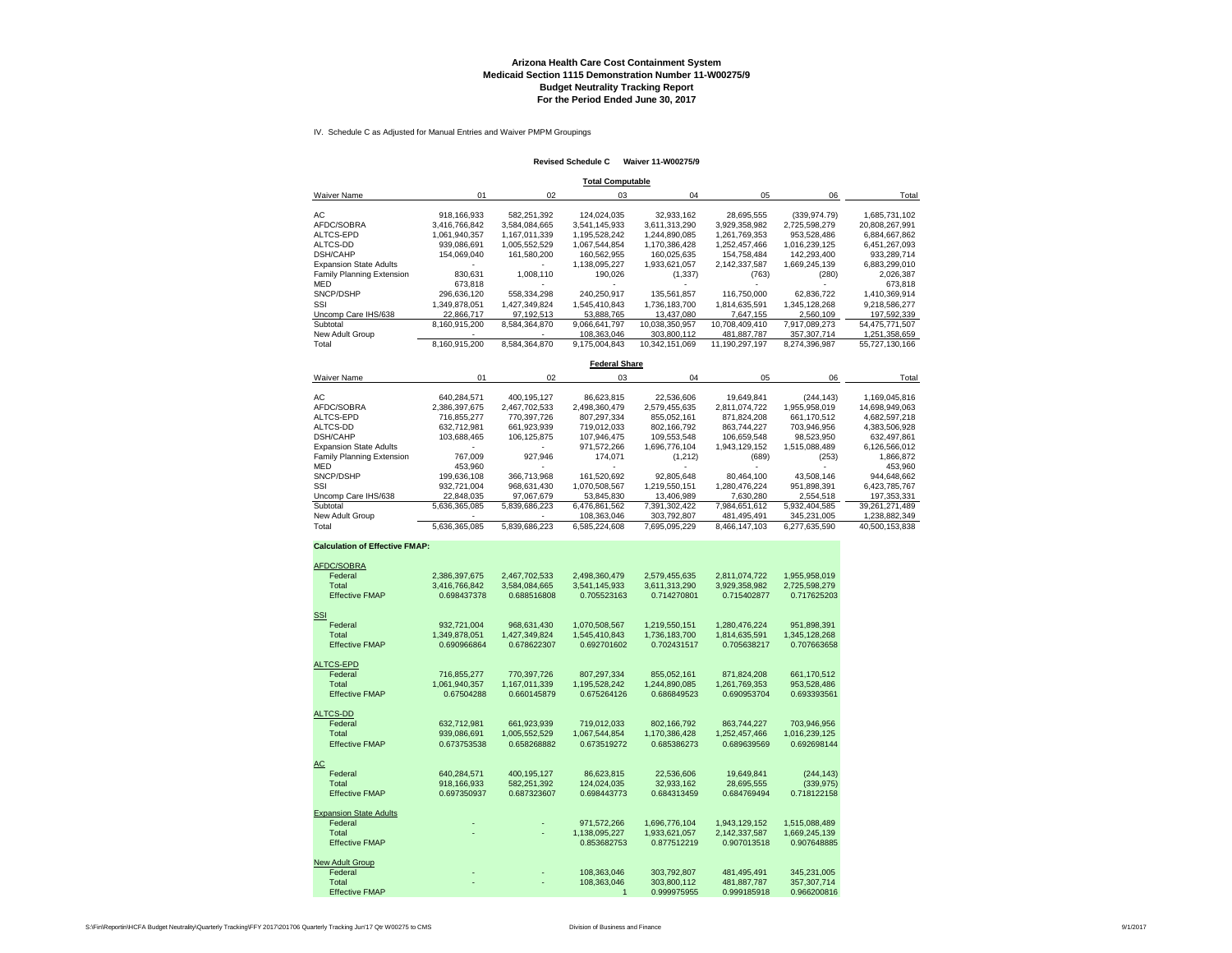**Arizona Health Care Cost Containment System**
**Medicaid Section 1115 Demonstration Number 11-W00275/9**
**Budget Neutrality Tracking Report**
**For the Period Ended June 30, 2017**

IV. Schedule C as Adjusted for Manual Entries and Waiver PMPM Groupings

**Revised Schedule C Waiver 11-W00275/9**

**Total Computable**

| Waiver Name | 01 | 02 | 03 | 04 | 05 | 06 | Total |
|---|---|---|---|---|---|---|---|
| AC | 918,166,933 | 582,251,392 | 124,024,035 | 32,933,162 | 28,695,555 | (339,974.79) | 1,685,731,102 |
| AFDC/SOBRA | 3,416,766,842 | 3,584,084,665 | 3,541,145,933 | 3,611,313,290 | 3,929,358,982 | 2,725,598,279 | 20,808,267,991 |
| ALTCS-EPD | 1,061,940,357 | 1,167,011,339 | 1,195,528,242 | 1,244,890,085 | 1,261,769,353 | 953,528,486 | 6,884,667,862 |
| ALTCS-DD | 939,086,691 | 1,005,552,529 | 1,067,544,854 | 1,170,386,428 | 1,252,457,466 | 1,016,239,125 | 6,451,267,093 |
| DSH/CAHP | 154,069,040 | 161,580,200 | 160,562,955 | 160,025,635 | 154,758,484 | 142,293,400 | 933,289,714 |
| Expansion State Adults | - | - | 1,138,095,227 | 1,933,621,057 | 2,142,337,587 | 1,669,245,139 | 6,883,299,010 |
| Family Planning Extension | 830,631 | 1,008,110 | 190,026 | (1,337) | (763) | (280) | 2,026,387 |
| MED | 673,818 | - | - | - | - | - | 673,818 |
| SNCP/DSHP | 296,636,120 | 558,334,298 | 240,250,917 | 135,561,857 | 116,750,000 | 62,836,722 | 1,410,369,914 |
| SSI | 1,349,878,051 | 1,427,349,824 | 1,545,410,843 | 1,736,183,700 | 1,814,635,591 | 1,345,128,268 | 9,218,586,277 |
| Uncomp Care IHS/638 | 22,866,717 | 97,192,513 | 53,888,765 | 13,437,080 | 7,647,155 | 2,560,109 | 197,592,339 |
| Subtotal | 8,160,915,200 | 8,584,364,870 | 9,066,641,797 | 10,038,350,957 | 10,708,409,410 | 7,917,089,273 | 54,475,771,507 |
| New Adult Group | - | - | 108,363,046 | 303,800,112 | 481,887,787 | 357,307,714 | 1,251,358,659 |
| Total | 8,160,915,200 | 8,584,364,870 | 9,175,004,843 | 10,342,151,069 | 11,190,297,197 | 8,274,396,987 | 55,727,130,166 |

**Federal Share**

| Waiver Name | 01 | 02 | 03 | 04 | 05 | 06 | Total |
|---|---|---|---|---|---|---|---|
| AC | 640,284,571 | 400,195,127 | 86,623,815 | 22,536,606 | 19,649,841 | (244,143) | 1,169,045,816 |
| AFDC/SOBRA | 2,386,397,675 | 2,467,702,533 | 2,498,360,479 | 2,579,455,635 | 2,811,074,722 | 1,955,958,019 | 14,698,949,063 |
| ALTCS-EPD | 716,855,277 | 770,397,726 | 807,297,334 | 855,052,161 | 871,824,208 | 661,170,512 | 4,682,597,218 |
| ALTCS-DD | 632,712,981 | 661,923,939 | 719,012,033 | 802,166,792 | 863,744,227 | 703,946,956 | 4,383,506,928 |
| DSH/CAHP | 103,688,465 | 106,125,875 | 107,946,475 | 109,553,548 | 106,659,548 | 98,523,950 | 632,497,861 |
| Expansion State Adults | - | - | 971,572,266 | 1,696,776,104 | 1,943,129,152 | 1,515,088,489 | 6,126,566,012 |
| Family Planning Extension | 767,009 | 927,946 | 174,071 | (1,212) | (689) | (253) | 1,866,872 |
| MED | 453,960 | - | - | - | - | - | 453,960 |
| SNCP/DSHP | 199,636,108 | 366,713,968 | 161,520,692 | 92,805,648 | 80,464,100 | 43,508,146 | 944,648,662 |
| SSI | 932,721,004 | 968,631,430 | 1,070,508,567 | 1,219,550,151 | 1,280,476,224 | 951,898,391 | 6,423,785,767 |
| Uncomp Care IHS/638 | 22,848,035 | 97,067,679 | 53,845,830 | 13,406,989 | 7,630,280 | 2,554,518 | 197,353,331 |
| Subtotal | 5,636,365,085 | 5,839,686,223 | 6,476,861,562 | 7,391,302,422 | 7,984,651,612 | 5,932,404,585 | 39,261,271,489 |
| New Adult Group | - | - | 108,363,046 | 303,792,807 | 481,495,491 | 345,231,005 | 1,238,882,349 |
| Total | 5,636,365,085 | 5,839,686,223 | 6,585,224,608 | 7,695,095,229 | 8,466,147,103 | 6,277,635,590 | 40,500,153,838 |

**Calculation of Effective FMAP:**

| | 01 | 02 | 03 | 04 | 05 | 06 |
|---|---|---|---|---|---|---|
| **AFDC/SOBRA** | | | | | | |
| Federal | 2,386,397,675 | 2,467,702,533 | 2,498,360,479 | 2,579,455,635 | 2,811,074,722 | 1,955,958,019 |
| Total | 3,416,766,842 | 3,584,084,665 | 3,541,145,933 | 3,611,313,290 | 3,929,358,982 | 2,725,598,279 |
| Effective FMAP | 0.698437378 | 0.688516808 | 0.705523163 | 0.714270801 | 0.715402877 | 0.717625203 |
| **SSI** | | | | | | |
| Federal | 932,721,004 | 968,631,430 | 1,070,508,567 | 1,219,550,151 | 1,280,476,224 | 951,898,391 |
| Total | 1,349,878,051 | 1,427,349,824 | 1,545,410,843 | 1,736,183,700 | 1,814,635,591 | 1,345,128,268 |
| Effective FMAP | 0.690966864 | 0.678622307 | 0.692701602 | 0.702431517 | 0.705638217 | 0.707663658 |
| **ALTCS-EPD** | | | | | | |
| Federal | 716,855,277 | 770,397,726 | 807,297,334 | 855,052,161 | 871,824,208 | 661,170,512 |
| Total | 1,061,940,357 | 1,167,011,339 | 1,195,528,242 | 1,244,890,085 | 1,261,769,353 | 953,528,486 |
| Effective FMAP | 0.67504288 | 0.660145879 | 0.675264126 | 0.686849523 | 0.690953704 | 0.693393561 |
| **ALTCS-DD** | | | | | | |
| Federal | 632,712,981 | 661,923,939 | 719,012,033 | 802,166,792 | 863,744,227 | 703,946,956 |
| Total | 939,086,691 | 1,005,552,529 | 1,067,544,854 | 1,170,386,428 | 1,252,457,466 | 1,016,239,125 |
| Effective FMAP | 0.673753538 | 0.658268882 | 0.673519272 | 0.685386273 | 0.689639569 | 0.692698144 |
| **AC** | | | | | | |
| Federal | 640,284,571 | 400,195,127 | 86,623,815 | 22,536,606 | 19,649,841 | (244,143) |
| Total | 918,166,933 | 582,251,392 | 124,024,035 | 32,933,162 | 28,695,555 | (339,975) |
| Effective FMAP | 0.697350937 | 0.687323607 | 0.698443773 | 0.684313459 | 0.684769494 | 0.718122158 |
| **Expansion State Adults** | | | | | | |
| Federal | - | - | 971,572,266 | 1,696,776,104 | 1,943,129,152 | 1,515,088,489 |
| Total | - | - | 1,138,095,227 | 1,933,621,057 | 2,142,337,587 | 1,669,245,139 |
| Effective FMAP | | | 0.853682753 | 0.877512219 | 0.907013518 | 0.907648885 |
| **New Adult Group** | | | | | | |
| Federal | - | - | 108,363,046 | 303,792,807 | 481,495,491 | 345,231,005 |
| Total | - | - | 108,363,046 | 303,800,112 | 481,887,787 | 357,307,714 |
| Effective FMAP | | | 1 | 0.999975955 | 0.999185918 | 0.966200816 |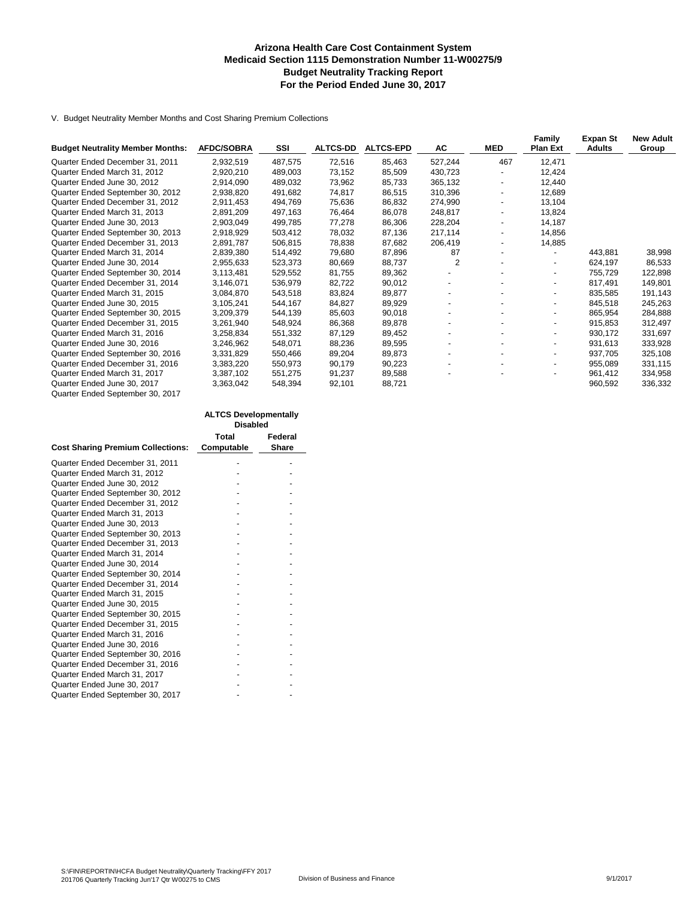# Arizona Health Care Cost Containment System
## Medicaid Section 1115 Demonstration Number 11-W00275/9
## Budget Neutrality Tracking Report
## For the Period Ended June 30, 2017

V. Budget Neutrality Member Months and Cost Sharing Premium Collections

| Budget Neutrality Member Months: | AFDC/SOBRA | SSI | ALTCS-DD | ALTCS-EPD | AC | MED | Family Plan Ext | Expan St Adults | New Adult Group |
|---|---|---|---|---|---|---|---|---|---|
| Quarter Ended December 31, 2011 | 2,932,519 | 487,575 | 72,516 | 85,463 | 527,244 | 467 | 12,471 | | |
| Quarter Ended March 31, 2012 | 2,920,210 | 489,003 | 73,152 | 85,509 | 430,723 | - | 12,424 | | |
| Quarter Ended June 30, 2012 | 2,914,090 | 489,032 | 73,962 | 85,733 | 365,132 | - | 12,440 | | |
| Quarter Ended September 30, 2012 | 2,938,820 | 491,682 | 74,817 | 86,515 | 310,396 | - | 12,689 | | |
| Quarter Ended December 31, 2012 | 2,911,453 | 494,769 | 75,636 | 86,832 | 274,990 | - | 13,104 | | |
| Quarter Ended March 31, 2013 | 2,891,209 | 497,163 | 76,464 | 86,078 | 248,817 | - | 13,824 | | |
| Quarter Ended June 30, 2013 | 2,903,049 | 499,785 | 77,278 | 86,306 | 228,204 | - | 14,187 | | |
| Quarter Ended September 30, 2013 | 2,918,929 | 503,412 | 78,032 | 87,136 | 217,114 | - | 14,856 | | |
| Quarter Ended December 31, 2013 | 2,891,787 | 506,815 | 78,838 | 87,682 | 206,419 | - | 14,885 | | |
| Quarter Ended March 31, 2014 | 2,839,380 | 514,492 | 79,680 | 87,896 | 87 | - | - | 443,881 | 38,998 |
| Quarter Ended June 30, 2014 | 2,955,633 | 523,373 | 80,669 | 88,737 | 2 | - | - | 624,197 | 86,533 |
| Quarter Ended September 30, 2014 | 3,113,481 | 529,552 | 81,755 | 89,362 | - | - | - | 755,729 | 122,898 |
| Quarter Ended December 31, 2014 | 3,146,071 | 536,979 | 82,722 | 90,012 | - | - | - | 817,491 | 149,801 |
| Quarter Ended March 31, 2015 | 3,084,870 | 543,518 | 83,824 | 89,877 | - | - | - | 835,585 | 191,143 |
| Quarter Ended June 30, 2015 | 3,105,241 | 544,167 | 84,827 | 89,929 | - | - | - | 845,518 | 245,263 |
| Quarter Ended September 30, 2015 | 3,209,379 | 544,139 | 85,603 | 90,018 | - | - | - | 865,954 | 284,888 |
| Quarter Ended December 31, 2015 | 3,261,940 | 548,924 | 86,368 | 89,878 | - | - | - | 915,853 | 312,497 |
| Quarter Ended March 31, 2016 | 3,258,834 | 551,332 | 87,129 | 89,452 | - | - | - | 930,172 | 331,697 |
| Quarter Ended June 30, 2016 | 3,246,962 | 548,071 | 88,236 | 89,595 | - | - | - | 931,613 | 333,928 |
| Quarter Ended September 30, 2016 | 3,331,829 | 550,466 | 89,204 | 89,873 | - | - | - | 937,705 | 325,108 |
| Quarter Ended December 31, 2016 | 3,383,220 | 550,973 | 90,179 | 90,223 | - | - | - | 955,089 | 331,115 |
| Quarter Ended March 31, 2017 | 3,387,102 | 551,275 | 91,237 | 89,588 | - | - | - | 961,412 | 334,958 |
| Quarter Ended June 30, 2017 | 3,363,042 | 548,394 | 92,101 | 88,721 | | | | 960,592 | 336,332 |
| Quarter Ended September 30, 2017 | | | | | | | | | |

| | ALTCS Developmentally Disabled | |
|---|---|---|
| Cost Sharing Premium Collections: | Total Computable | Federal Share |
| Quarter Ended December 31, 2011 | - | - |
| Quarter Ended March 31, 2012 | - | - |
| Quarter Ended June 30, 2012 | - | - |
| Quarter Ended September 30, 2012 | - | - |
| Quarter Ended December 31, 2012 | - | - |
| Quarter Ended March 31, 2013 | - | - |
| Quarter Ended June 30, 2013 | - | - |
| Quarter Ended September 30, 2013 | - | - |
| Quarter Ended December 31, 2013 | - | - |
| Quarter Ended March 31, 2014 | - | - |
| Quarter Ended June 30, 2014 | - | - |
| Quarter Ended September 30, 2014 | - | - |
| Quarter Ended December 31, 2014 | - | - |
| Quarter Ended March 31, 2015 | - | - |
| Quarter Ended June 30, 2015 | - | - |
| Quarter Ended September 30, 2015 | - | - |
| Quarter Ended December 31, 2015 | - | - |
| Quarter Ended March 31, 2016 | - | - |
| Quarter Ended June 30, 2016 | - | - |
| Quarter Ended September 30, 2016 | - | - |
| Quarter Ended December 31, 2016 | - | - |
| Quarter Ended March 31, 2017 | - | - |
| Quarter Ended June 30, 2017 | - | - |
| Quarter Ended September 30, 2017 | - | - |

S:\FIN\REPORTIN\HCFA Budget Neutrality\Quarterly Tracking\FFY 2017
201706 Quarterly Tracking Jun'17 Qtr W00275 to CMS Division of Business and Finance 9/1/2017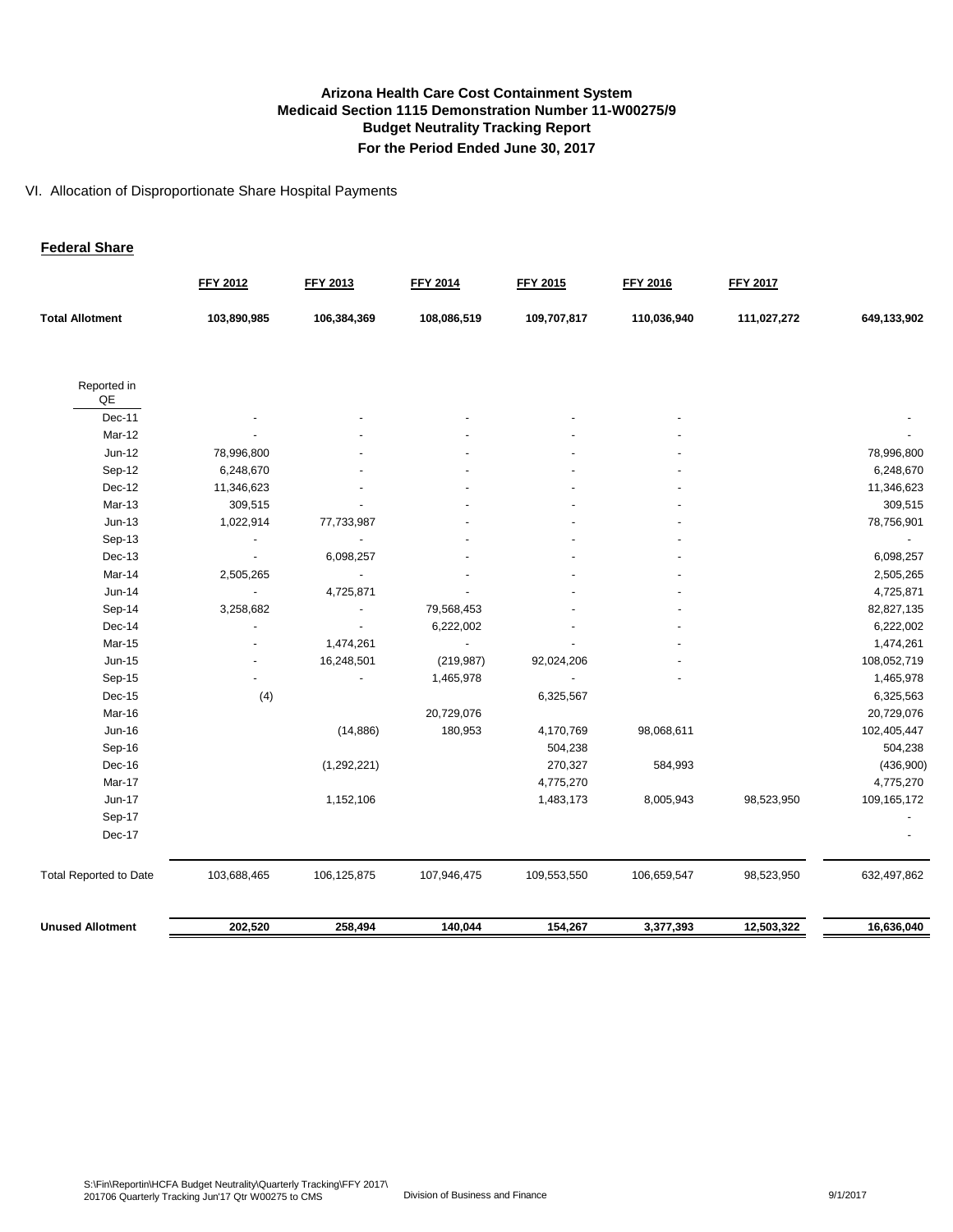# Arizona Health Care Cost Containment System
## Medicaid Section 1115 Demonstration Number 11-W00275/9
## Budget Neutrality Tracking Report
## For the Period Ended June 30, 2017

VI. Allocation of Disproportionate Share Hospital Payments

**Federal Share**

| | FFY 2012 | FFY 2013 | FFY 2014 | FFY 2015 | FFY 2016 | FFY 2017 | |
|---|---|---|---|---|---|---|---|
| **Total Allotment** | **103,890,985** | **106,384,369** | **108,086,519** | **109,707,817** | **110,036,940** | **111,027,272** | **649,133,902** |
| Reported in QE | | | | | | | |
| Dec-11 | - | - | - | - | - | | - |
| Mar-12 | - | - | - | - | - | | - |
| Jun-12 | 78,996,800 | - | - | - | - | | 78,996,800 |
| Sep-12 | 6,248,670 | - | - | - | - | | 6,248,670 |
| Dec-12 | 11,346,623 | - | - | - | - | | 11,346,623 |
| Mar-13 | 309,515 | - | - | - | - | | 309,515 |
| Jun-13 | 1,022,914 | 77,733,987 | - | - | - | | 78,756,901 |
| Sep-13 | - | - | - | - | - | | - |
| Dec-13 | - | 6,098,257 | - | - | - | | 6,098,257 |
| Mar-14 | 2,505,265 | - | - | - | - | | 2,505,265 |
| Jun-14 | - | 4,725,871 | - | - | - | | 4,725,871 |
| Sep-14 | 3,258,682 | - | 79,568,453 | - | - | | 82,827,135 |
| Dec-14 | - | - | 6,222,002 | - | - | | 6,222,002 |
| Mar-15 | - | 1,474,261 | - | - | - | | 1,474,261 |
| Jun-15 | - | 16,248,501 | (219,987) | 92,024,206 | - | | 108,052,719 |
| Sep-15 | - | - | 1,465,978 | - | - | | 1,465,978 |
| Dec-15 | (4) | | | 6,325,567 | | | 6,325,563 |
| Mar-16 | | | 20,729,076 | | | | 20,729,076 |
| Jun-16 | | (14,886) | 180,953 | 4,170,769 | 98,068,611 | | 102,405,447 |
| Sep-16 | | | | 504,238 | | | 504,238 |
| Dec-16 | | (1,292,221) | | 270,327 | 584,993 | | (436,900) |
| Mar-17 | | | | 4,775,270 | | | 4,775,270 |
| Jun-17 | | 1,152,106 | | 1,483,173 | 8,005,943 | 98,523,950 | 109,165,172 |
| Sep-17 | | | | | | | - |
| Dec-17 | | | | | | | - |
| Total Reported to Date | 103,688,465 | 106,125,875 | 107,946,475 | 109,553,550 | 106,659,547 | 98,523,950 | 632,497,862 |
| **Unused Allotment** | **202,520** | **258,494** | **140,044** | **154,267** | **3,377,393** | **12,503,322** | **16,636,040** |

S:\Fin\Reportin\HCFA Budget Neutrality\Quarterly Tracking\FFY 2017\ 201706 Quarterly Tracking Jun'17 Qtr W00275 to CMS — Division of Business and Finance — 9/1/2017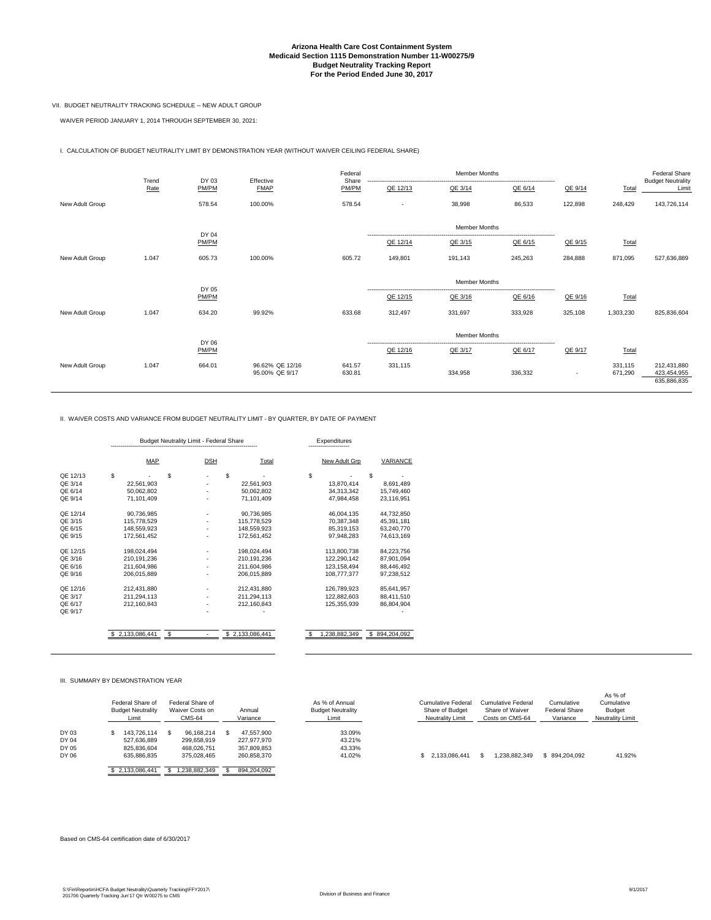**Arizona Health Care Cost Containment System**
**Medicaid Section 1115 Demonstration Number 11-W00275/9**
**Budget Neutrality Tracking Report**
**For the Period Ended June 30, 2017**

VII. BUDGET NEUTRALITY TRACKING SCHEDULE -- NEW ADULT GROUP

WAIVER PERIOD JANUARY 1, 2014 THROUGH SEPTEMBER 30, 2021:

I. CALCULATION OF BUDGET NEUTRALITY LIMIT BY DEMONSTRATION YEAR (WITHOUT WAIVER CEILING FEDERAL SHARE)

| | Trend Rate | DY 03 PM/PM | Effective FMAP | Federal Share PM/PM | Member Months QE 12/13 | QE 3/14 | QE 6/14 | QE 9/14 | Total | Federal Share Budget Neutrality Limit |
|---|---|---|---|---|---|---|---|---|---|---|
| New Adult Group | | 578.54 | 100.00% | 578.54 | - | 38,998 | 86,533 | 122,898 | 248,429 | 143,726,114 |
| | | **DY 04 PM/PM** | | | **QE 12/14** | **QE 3/15** | **QE 6/15** | **QE 9/15** | **Total** | |
| New Adult Group | 1.047 | 605.73 | 100.00% | 605.72 | 149,801 | 191,143 | 245,263 | 284,888 | 871,095 | 527,636,889 |
| | | **DY 05 PM/PM** | | | **QE 12/15** | **QE 3/16** | **QE 6/16** | **QE 9/16** | **Total** | |
| New Adult Group | 1.047 | 634.20 | 99.92% | 633.68 | 312,497 | 331,697 | 333,928 | 325,108 | 1,303,230 | 825,836,604 |
| | | **DY 06 PM/PM** | | | **QE 12/16** | **QE 3/17** | **QE 6/17** | **QE 9/17** | **Total** | |
| New Adult Group | 1.047 | 664.01 | 96.62% QE 12/16 | 641.57 | 331,115 | | | | 331,115 | 212,431,880 |
| | | | 95.00% QE 9/17 | 630.81 | | 334,958 | 336,332 | - | 671,290 | 423,454,955 |
| | | | | | | | | | | 635,886,835 |

II. WAIVER COSTS AND VARIANCE FROM BUDGET NEUTRALITY LIMIT - BY QUARTER, BY DATE OF PAYMENT

| | Budget Neutrality Limit - Federal Share MAP | DSH | Total | Expenditures New Adult Grp | VARIANCE |
|---|---|---|---|---|---|
| QE 12/13 | $ - | $ - | $ - | $ - | $ - |
| QE 3/14 | 22,561,903 | - | 22,561,903 | 13,870,414 | 8,691,489 |
| QE 6/14 | 50,062,802 | - | 50,062,802 | 34,313,342 | 15,749,460 |
| QE 9/14 | 71,101,409 | - | 71,101,409 | 47,984,458 | 23,116,951 |
| QE 12/14 | 90,736,985 | - | 90,736,985 | 46,004,135 | 44,732,850 |
| QE 3/15 | 115,778,529 | - | 115,778,529 | 70,387,348 | 45,391,181 |
| QE 6/15 | 148,559,923 | - | 148,559,923 | 85,319,153 | 63,240,770 |
| QE 9/15 | 172,561,452 | - | 172,561,452 | 97,948,283 | 74,613,169 |
| QE 12/15 | 198,024,494 | - | 198,024,494 | 113,800,738 | 84,223,756 |
| QE 3/16 | 210,191,236 | - | 210,191,236 | 122,290,142 | 87,901,094 |
| QE 6/16 | 211,604,986 | - | 211,604,986 | 123,158,494 | 88,446,492 |
| QE 9/16 | 206,015,889 | - | 206,015,889 | 108,777,377 | 97,238,512 |
| QE 12/16 | 212,431,880 | - | 212,431,880 | 126,789,923 | 85,641,957 |
| QE 3/17 | 211,294,113 | - | 211,294,113 | 122,882,603 | 88,411,510 |
| QE 6/17 | 212,160,843 | - | 212,160,843 | 125,355,939 | 86,804,904 |
| QE 9/17 | | - | - | | - |
| | $ 2,133,086,441 | $ - | $ 2,133,086,441 | $ 1,238,882,349 | $ 894,204,092 |

III. SUMMARY BY DEMONSTRATION YEAR

| | Federal Share of Budget Neutrality Limit | Federal Share of Waiver Costs on CMS-64 | Annual Variance | As % of Annual Budget Neutrality Limit | Cumulative Federal Share of Budget Neutrality Limit | Cumulative Federal Share of Waiver Costs on CMS-64 | Cumulative Federal Share Variance | As % of Cumulative Budget Neutrality Limit |
|---|---|---|---|---|---|---|---|---|
| DY 03 | $ 143,726,114 | $ 96,168,214 | $ 47,557,900 | 33.09% | | | | |
| DY 04 | 527,636,889 | 299,658,919 | 227,977,970 | 43.21% | | | | |
| DY 05 | 825,836,604 | 468,026,751 | 357,809,853 | 43.33% | | | | |
| DY 06 | 635,886,835 | 375,028,465 | 260,858,370 | 41.02% | $ 2,133,086,441 | $ 1,238,882,349 | $ 894,204,092 | 41.92% |
| | $ 2,133,086,441 | $ 1,238,882,349 | $ 894,204,092 | | | | | |

Based on CMS-64 certification date of 6/30/2017